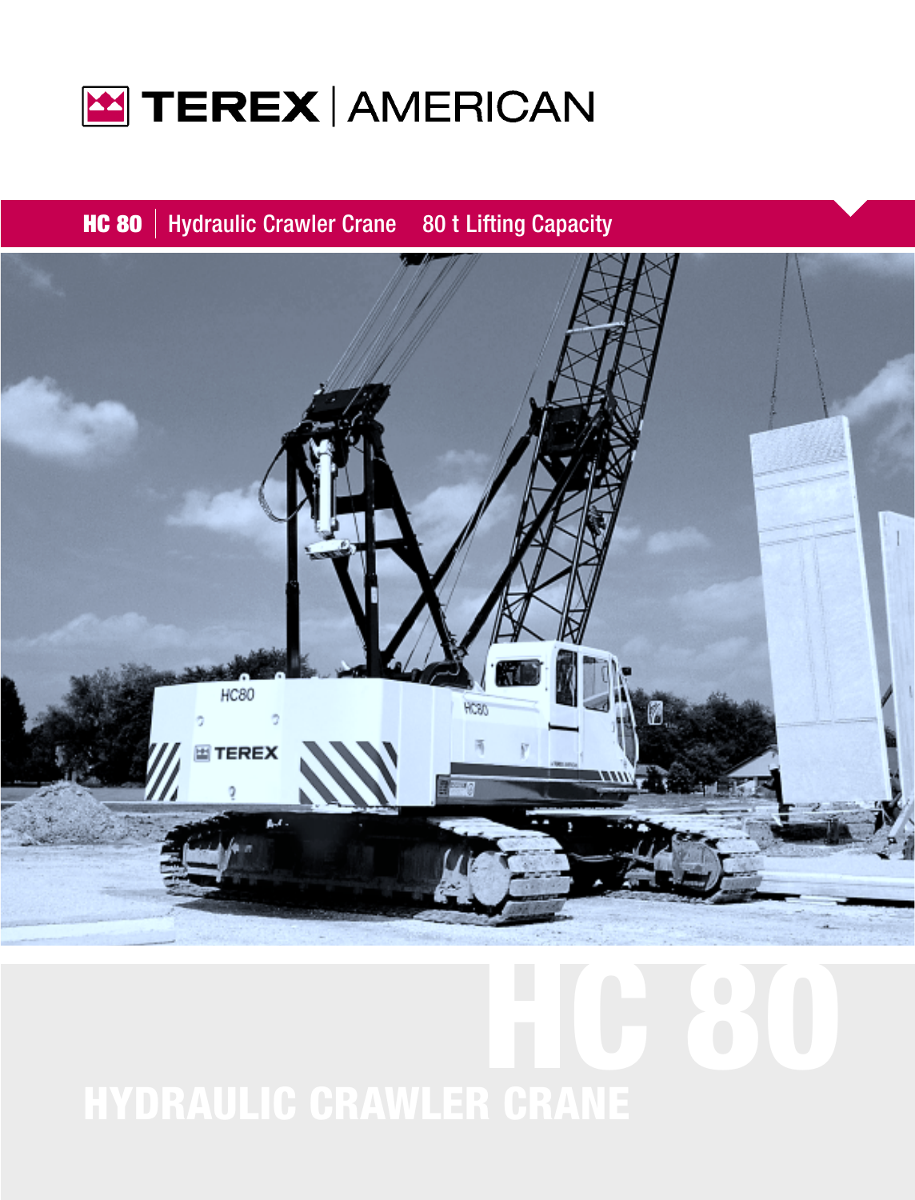TEREX | AMERICAN

**HC 80** | Hydraulic Crawler Crane 80 t Lifting Capacity

# HC 80

## HYDRAULIC CRAWLER CRANE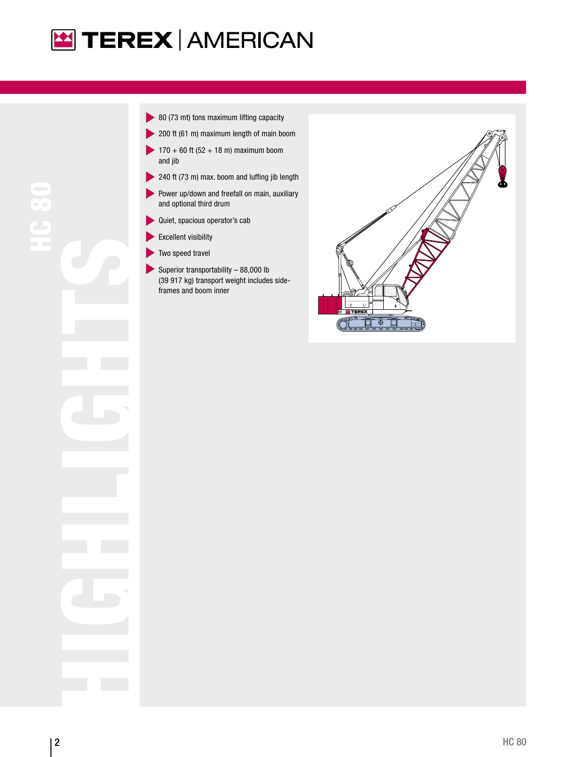# HC 80 HIGHLIGHTS

- 80 (73 mt) tons maximum lifting capacity
- 200 ft (61 m) maximum length of main boom
- 170 + 60 ft (52 + 18 m) maximum boom and jib
- 240 ft (73 m) max. boom and luffing jib length
- Power up/down and freefall on main, auxiliary and optional third drum
- Quiet, spacious operator's cab
- Excellent visibility
- Two speed travel
- Superior transportability – 88,000 lb (39 917 kg) transport weight includes side-frames and boom inner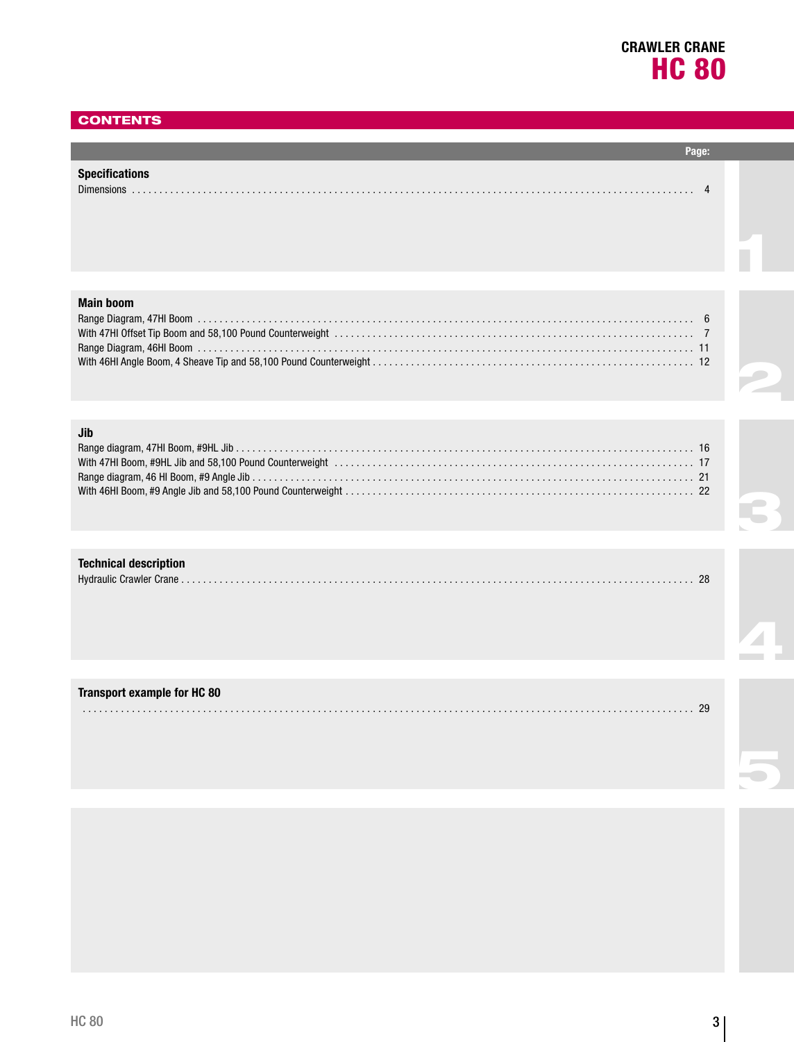# CRAWLER CRANE HC 80

## CONTENTS

| | Page: |
|---|---|
| **Specifications** | |
| Dimensions | 4 |
| **Main boom** | |
| Range Diagram, 47HI Boom | 6 |
| With 47HI Offset Tip Boom and 58,100 Pound Counterweight | 7 |
| Range Diagram, 46HI Boom | 11 |
| With 46HI Angle Boom, 4 Sheave Tip and 58,100 Pound Counterweight | 12 |
| **Jib** | |
| Range diagram, 47HI Boom, #9HL Jib | 16 |
| With 47HI Boom, #9HL Jib and 58,100 Pound Counterweight | 17 |
| Range diagram, 46 HI Boom, #9 Angle Jib | 21 |
| With 46HI Boom, #9 Angle Jib and 58,100 Pound Counterweight | 22 |
| **Technical description** | |
| Hydraulic Crawler Crane | 28 |
| **Transport example for HC 80** | |
| | 29 |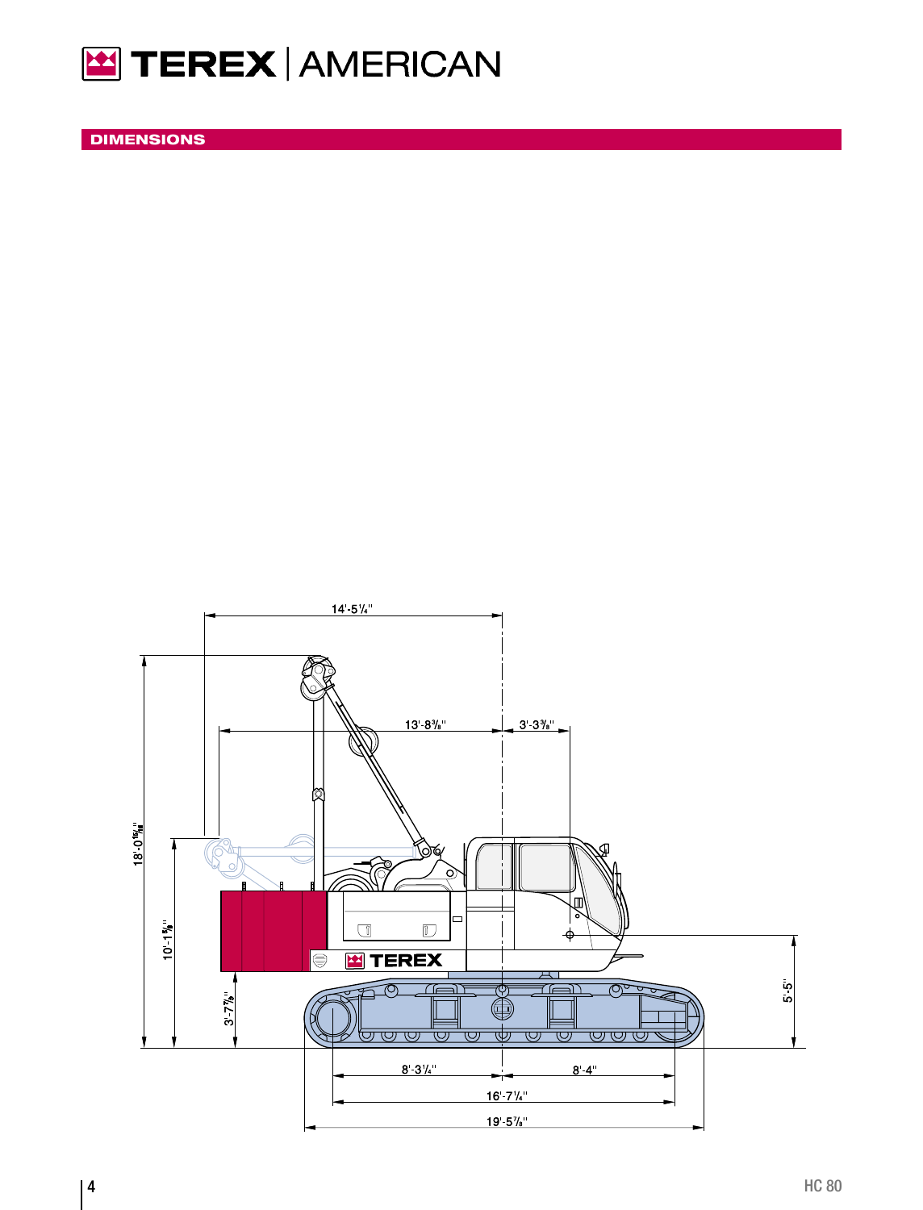## DIMENSIONS

14'-5¼"

13'-8⅜"

3'-3⅜"

18'-0$^{15}/_{16}$"

10'-1⅝"

3'-7⅞"

5'-5"

8'-3¼"

8'-4"

16'-7¼"

19'-5⅞"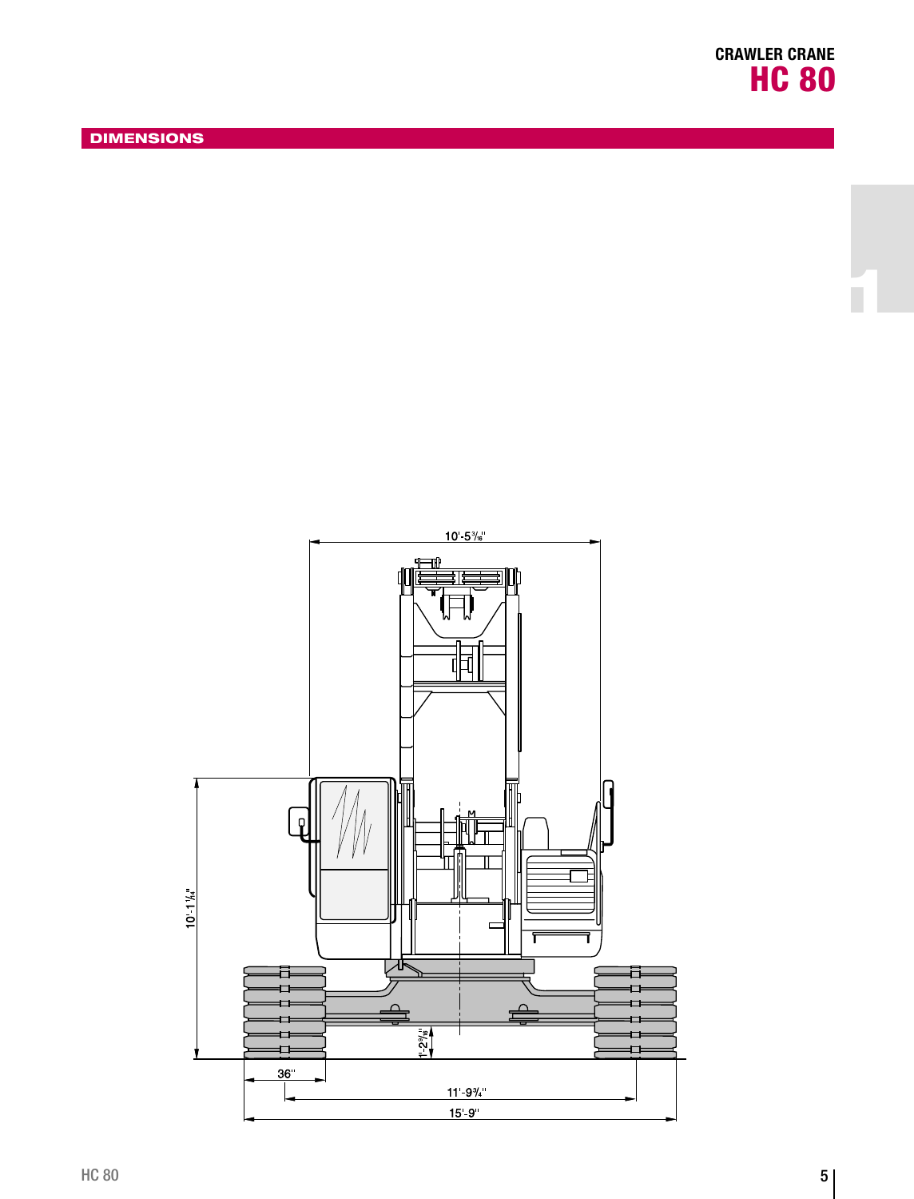## DIMENSIONS

10'-5³⁄₁₆"

10'-1¼"

1'-2⁹⁄₁₆"

36"

11'-9¾"

15'-9"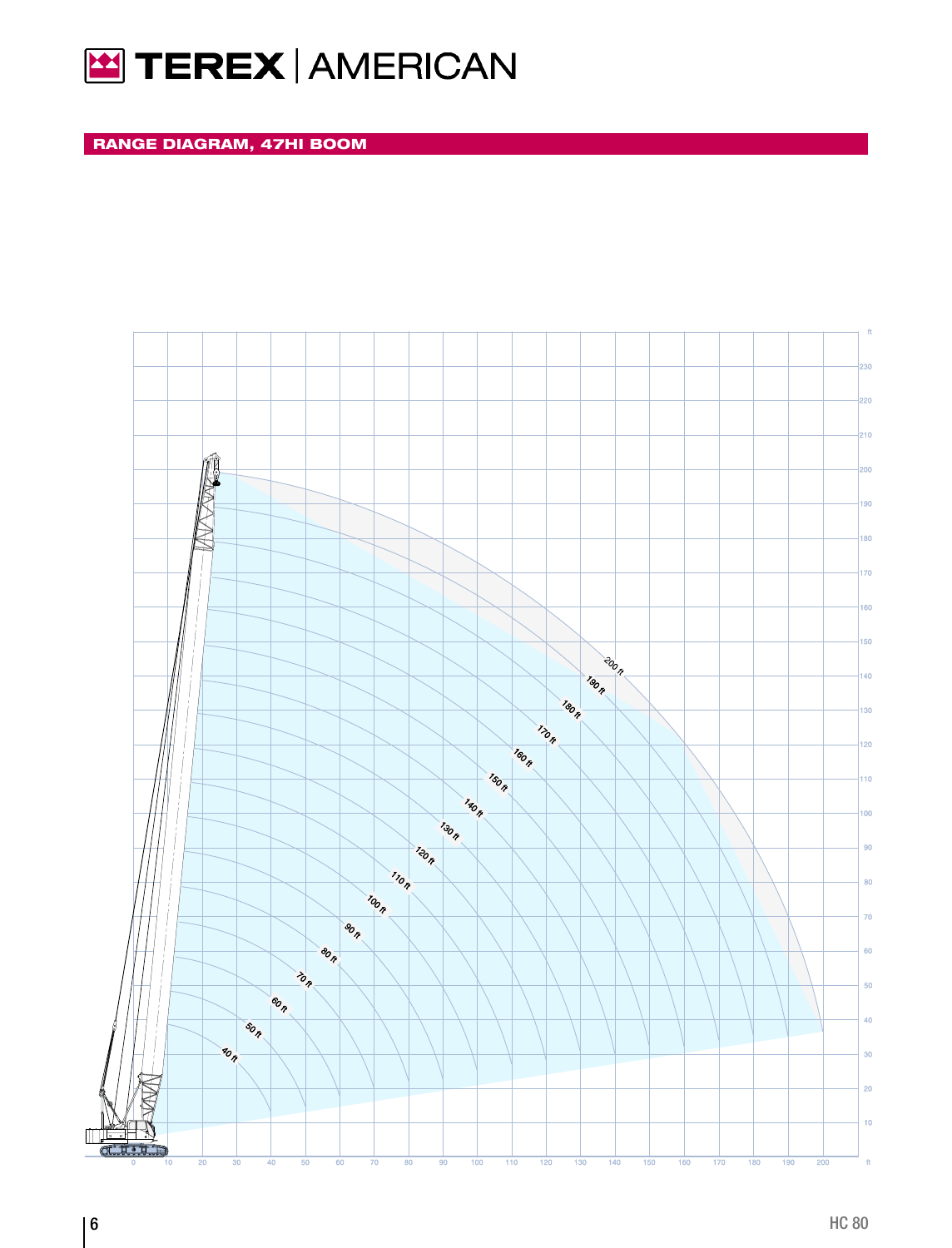## RANGE DIAGRAM, 47HI BOOM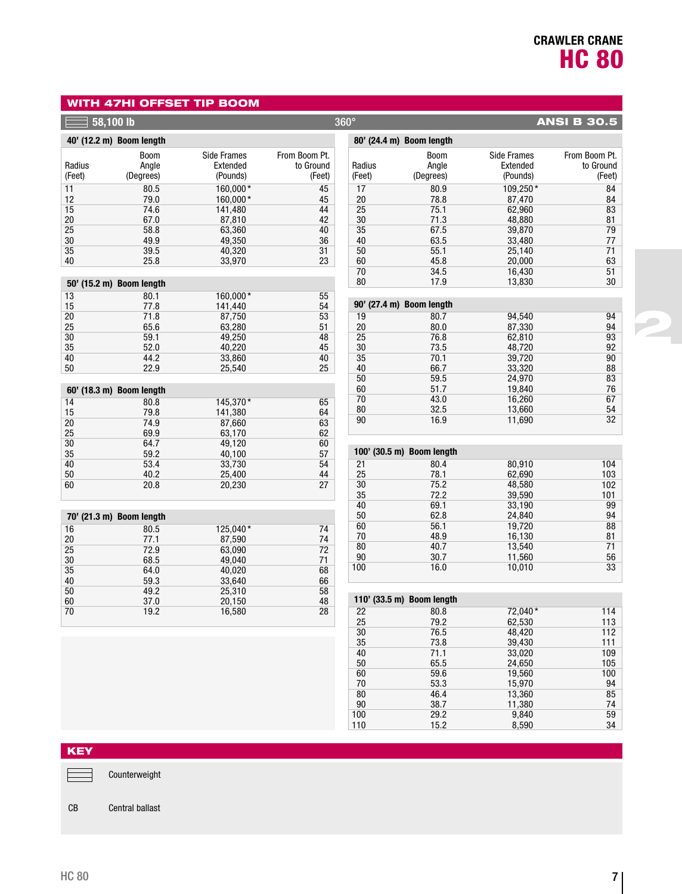# CRAWLER CRANE
# HC 80

## WITH 47HI OFFSET TIP BOOM

58,100 lb — 360° — ANSI B 30.5

### 40' (12.2 m) Boom length

| Radius (Feet) | Boom Angle (Degrees) | Side Frames Extended (Pounds) | From Boom Pt. to Ground (Feet) |
|---|---|---|---|
| 11 | 80.5 | 160,000* | 45 |
| 12 | 79.0 | 160,000* | 45 |
| 15 | 74.6 | 141,480 | 44 |
| 20 | 67.0 | 87,810 | 42 |
| 25 | 58.8 | 63,360 | 40 |
| 30 | 49.9 | 49,350 | 36 |
| 35 | 39.5 | 40,320 | 31 |
| 40 | 25.8 | 33,970 | 23 |

### 50' (15.2 m) Boom length

| Radius (Feet) | Boom Angle (Degrees) | Side Frames Extended (Pounds) | From Boom Pt. to Ground (Feet) |
|---|---|---|---|
| 13 | 80.1 | 160,000* | 55 |
| 15 | 77.8 | 141,440 | 54 |
| 20 | 71.8 | 87,750 | 53 |
| 25 | 65.6 | 63,280 | 51 |
| 30 | 59.1 | 49,250 | 48 |
| 35 | 52.0 | 40,220 | 45 |
| 40 | 44.2 | 33,860 | 40 |
| 50 | 22.9 | 25,540 | 25 |

### 60' (18.3 m) Boom length

| Radius (Feet) | Boom Angle (Degrees) | Side Frames Extended (Pounds) | From Boom Pt. to Ground (Feet) |
|---|---|---|---|
| 14 | 80.8 | 145,370* | 65 |
| 15 | 79.8 | 141,380 | 64 |
| 20 | 74.9 | 87,660 | 63 |
| 25 | 69.9 | 63,170 | 62 |
| 30 | 64.7 | 49,120 | 60 |
| 35 | 59.2 | 40,100 | 57 |
| 40 | 53.4 | 33,730 | 54 |
| 50 | 40.2 | 25,400 | 44 |
| 60 | 20.8 | 20,230 | 27 |

### 70' (21.3 m) Boom length

| Radius (Feet) | Boom Angle (Degrees) | Side Frames Extended (Pounds) | From Boom Pt. to Ground (Feet) |
|---|---|---|---|
| 16 | 80.5 | 125,040* | 74 |
| 20 | 77.1 | 87,590 | 74 |
| 25 | 72.9 | 63,090 | 72 |
| 30 | 68.5 | 49,040 | 71 |
| 35 | 64.0 | 40,020 | 68 |
| 40 | 59.3 | 33,640 | 66 |
| 50 | 49.2 | 25,310 | 58 |
| 60 | 37.0 | 20,150 | 48 |
| 70 | 19.2 | 16,580 | 28 |

### 80' (24.4 m) Boom length

| Radius (Feet) | Boom Angle (Degrees) | Side Frames Extended (Pounds) | From Boom Pt. to Ground (Feet) |
|---|---|---|---|
| 17 | 80.9 | 109,250* | 84 |
| 20 | 78.8 | 87,470 | 84 |
| 25 | 75.1 | 62,960 | 83 |
| 30 | 71.3 | 48,880 | 81 |
| 35 | 67.5 | 39,870 | 79 |
| 40 | 63.5 | 33,480 | 77 |
| 50 | 55.1 | 25,140 | 71 |
| 60 | 45.8 | 20,000 | 63 |
| 70 | 34.5 | 16,430 | 51 |
| 80 | 17.9 | 13,830 | 30 |

### 90' (27.4 m) Boom length

| Radius (Feet) | Boom Angle (Degrees) | Side Frames Extended (Pounds) | From Boom Pt. to Ground (Feet) |
|---|---|---|---|
| 19 | 80.7 | 94,540 | 94 |
| 20 | 80.0 | 87,330 | 94 |
| 25 | 76.8 | 62,810 | 93 |
| 30 | 73.5 | 48,720 | 92 |
| 35 | 70.1 | 39,720 | 90 |
| 40 | 66.7 | 33,320 | 88 |
| 50 | 59.5 | 24,970 | 83 |
| 60 | 51.7 | 19,840 | 76 |
| 70 | 43.0 | 16,260 | 67 |
| 80 | 32.5 | 13,660 | 54 |
| 90 | 16.9 | 11,690 | 32 |

### 100' (30.5 m) Boom length

| Radius (Feet) | Boom Angle (Degrees) | Side Frames Extended (Pounds) | From Boom Pt. to Ground (Feet) |
|---|---|---|---|
| 21 | 80.4 | 80,910 | 104 |
| 25 | 78.1 | 62,690 | 103 |
| 30 | 75.2 | 48,580 | 102 |
| 35 | 72.2 | 39,590 | 101 |
| 40 | 69.1 | 33,190 | 99 |
| 50 | 62.8 | 24,840 | 94 |
| 60 | 56.1 | 19,720 | 88 |
| 70 | 48.9 | 16,130 | 81 |
| 80 | 40.7 | 13,540 | 71 |
| 90 | 30.7 | 11,560 | 56 |
| 100 | 16.0 | 10,010 | 33 |

### 110' (33.5 m) Boom length

| Radius (Feet) | Boom Angle (Degrees) | Side Frames Extended (Pounds) | From Boom Pt. to Ground (Feet) |
|---|---|---|---|
| 22 | 80.8 | 72,040* | 114 |
| 25 | 79.2 | 62,530 | 113 |
| 30 | 76.5 | 48,420 | 112 |
| 35 | 73.8 | 39,430 | 111 |
| 40 | 71.1 | 33,020 | 109 |
| 50 | 65.5 | 24,650 | 105 |
| 60 | 59.6 | 19,560 | 100 |
| 70 | 53.3 | 15,970 | 94 |
| 80 | 46.4 | 13,360 | 85 |
| 90 | 38.7 | 11,380 | 74 |
| 100 | 29.2 | 9,840 | 59 |
| 110 | 15.2 | 8,590 | 34 |

## KEY

| Symbol | Meaning |
|---|---|
| ☰ | Counterweight |
| CB | Central ballast |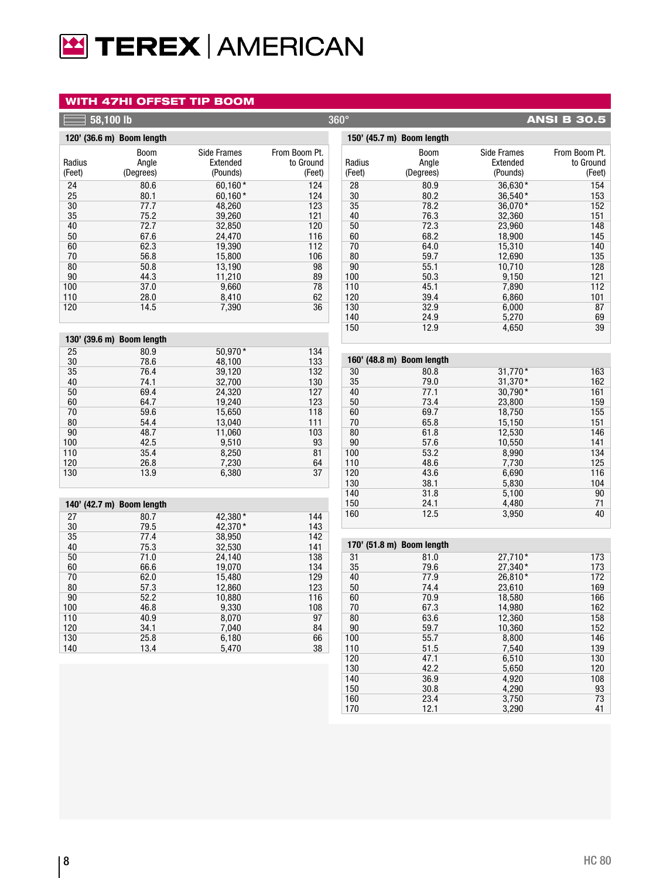# TEREX | AMERICAN

## WITH 47HI OFFSET TIP BOOM

**58,100 lb** — 360° — **ANSI B 30.5**

### 120' (36.6 m) Boom length

| Radius (Feet) | Boom Angle (Degrees) | Side Frames Extended (Pounds) | From Boom Pt. to Ground (Feet) |
|---|---|---|---|
| 24 | 80.6 | 60,160* | 124 |
| 25 | 80.1 | 60,160* | 124 |
| 30 | 77.7 | 48,260 | 123 |
| 35 | 75.2 | 39,260 | 121 |
| 40 | 72.7 | 32,850 | 120 |
| 50 | 67.6 | 24,470 | 116 |
| 60 | 62.3 | 19,390 | 112 |
| 70 | 56.8 | 15,800 | 106 |
| 80 | 50.8 | 13,190 | 98 |
| 90 | 44.3 | 11,210 | 89 |
| 100 | 37.0 | 9,660 | 78 |
| 110 | 28.0 | 8,410 | 62 |
| 120 | 14.5 | 7,390 | 36 |

### 130' (39.6 m) Boom length

| Radius (Feet) | Boom Angle (Degrees) | Side Frames Extended (Pounds) | From Boom Pt. to Ground (Feet) |
|---|---|---|---|
| 25 | 80.9 | 50,970* | 134 |
| 30 | 78.6 | 48,100 | 133 |
| 35 | 76.4 | 39,120 | 132 |
| 40 | 74.1 | 32,700 | 130 |
| 50 | 69.4 | 24,320 | 127 |
| 60 | 64.7 | 19,240 | 123 |
| 70 | 59.6 | 15,650 | 118 |
| 80 | 54.4 | 13,040 | 111 |
| 90 | 48.7 | 11,060 | 103 |
| 100 | 42.5 | 9,510 | 93 |
| 110 | 35.4 | 8,250 | 81 |
| 120 | 26.8 | 7,230 | 64 |
| 130 | 13.9 | 6,380 | 37 |

### 140' (42.7 m) Boom length

| Radius (Feet) | Boom Angle (Degrees) | Side Frames Extended (Pounds) | From Boom Pt. to Ground (Feet) |
|---|---|---|---|
| 27 | 80.7 | 42,380* | 144 |
| 30 | 79.5 | 42,370* | 143 |
| 35 | 77.4 | 38,950 | 142 |
| 40 | 75.3 | 32,530 | 141 |
| 50 | 71.0 | 24,140 | 138 |
| 60 | 66.6 | 19,070 | 134 |
| 70 | 62.0 | 15,480 | 129 |
| 80 | 57.3 | 12,860 | 123 |
| 90 | 52.2 | 10,880 | 116 |
| 100 | 46.8 | 9,330 | 108 |
| 110 | 40.9 | 8,070 | 97 |
| 120 | 34.1 | 7,040 | 84 |
| 130 | 25.8 | 6,180 | 66 |
| 140 | 13.4 | 5,470 | 38 |

### 150' (45.7 m) Boom length

| Radius (Feet) | Boom Angle (Degrees) | Side Frames Extended (Pounds) | From Boom Pt. to Ground (Feet) |
|---|---|---|---|
| 28 | 80.9 | 36,630* | 154 |
| 30 | 80.2 | 36,540* | 153 |
| 35 | 78.2 | 36,070* | 152 |
| 40 | 76.3 | 32,360 | 151 |
| 50 | 72.3 | 23,960 | 148 |
| 60 | 68.2 | 18,900 | 145 |
| 70 | 64.0 | 15,310 | 140 |
| 80 | 59.7 | 12,690 | 135 |
| 90 | 55.1 | 10,710 | 128 |
| 100 | 50.3 | 9,150 | 121 |
| 110 | 45.1 | 7,890 | 112 |
| 120 | 39.4 | 6,860 | 101 |
| 130 | 32.9 | 6,000 | 87 |
| 140 | 24.9 | 5,270 | 69 |
| 150 | 12.9 | 4,650 | 39 |

### 160' (48.8 m) Boom length

| Radius (Feet) | Boom Angle (Degrees) | Side Frames Extended (Pounds) | From Boom Pt. to Ground (Feet) |
|---|---|---|---|
| 30 | 80.8 | 31,770* | 163 |
| 35 | 79.0 | 31,370* | 162 |
| 40 | 77.1 | 30,790* | 161 |
| 50 | 73.4 | 23,800 | 159 |
| 60 | 69.7 | 18,750 | 155 |
| 70 | 65.8 | 15,150 | 151 |
| 80 | 61.8 | 12,530 | 146 |
| 90 | 57.6 | 10,550 | 141 |
| 100 | 53.2 | 8,990 | 134 |
| 110 | 48.6 | 7,730 | 125 |
| 120 | 43.6 | 6,690 | 116 |
| 130 | 38.1 | 5,830 | 104 |
| 140 | 31.8 | 5,100 | 90 |
| 150 | 24.1 | 4,480 | 71 |
| 160 | 12.5 | 3,950 | 40 |

### 170' (51.8 m) Boom length

| Radius (Feet) | Boom Angle (Degrees) | Side Frames Extended (Pounds) | From Boom Pt. to Ground (Feet) |
|---|---|---|---|
| 31 | 81.0 | 27,710* | 173 |
| 35 | 79.6 | 27,340* | 173 |
| 40 | 77.9 | 26,810* | 172 |
| 50 | 74.4 | 23,610 | 169 |
| 60 | 70.9 | 18,580 | 166 |
| 70 | 67.3 | 14,980 | 162 |
| 80 | 63.6 | 12,360 | 158 |
| 90 | 59.7 | 10,360 | 152 |
| 100 | 55.7 | 8,800 | 146 |
| 110 | 51.5 | 7,540 | 139 |
| 120 | 47.1 | 6,510 | 130 |
| 130 | 42.2 | 5,650 | 120 |
| 140 | 36.9 | 4,920 | 108 |
| 150 | 30.8 | 4,290 | 93 |
| 160 | 23.4 | 3,750 | 73 |
| 170 | 12.1 | 3,290 | 41 |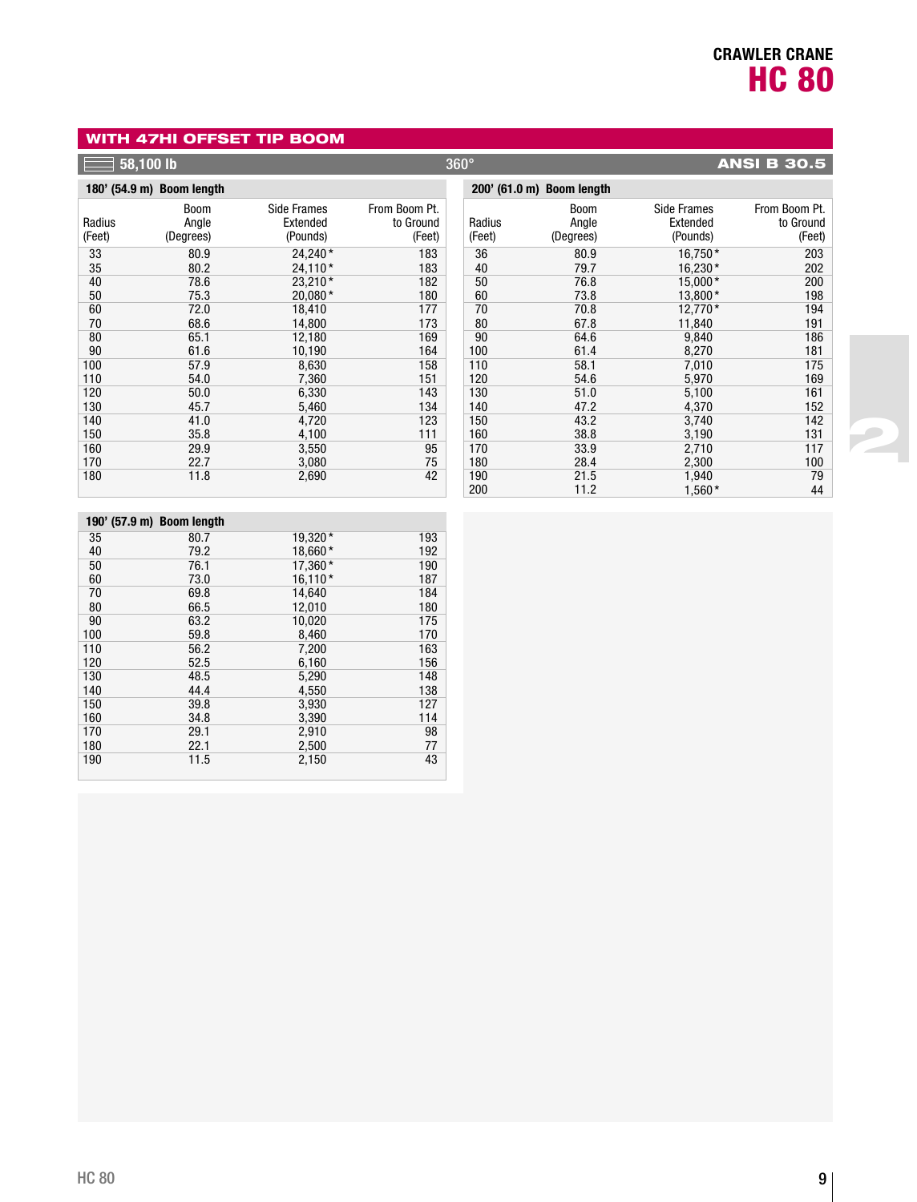## CRAWLER CRANE HC 80

### WITH 47HI OFFSET TIP BOOM

58,100 lb | 360° | ANSI B 30.5

**180' (54.9 m) Boom length**

| Radius (Feet) | Boom Angle (Degrees) | Side Frames Extended (Pounds) | From Boom Pt. to Ground (Feet) |
|---|---|---|---|
| 33 | 80.9 | 24,240* | 183 |
| 35 | 80.2 | 24,110* | 183 |
| 40 | 78.6 | 23,210* | 182 |
| 50 | 75.3 | 20,080* | 180 |
| 60 | 72.0 | 18,410 | 177 |
| 70 | 68.6 | 14,800 | 173 |
| 80 | 65.1 | 12,180 | 169 |
| 90 | 61.6 | 10,190 | 164 |
| 100 | 57.9 | 8,630 | 158 |
| 110 | 54.0 | 7,360 | 151 |
| 120 | 50.0 | 6,330 | 143 |
| 130 | 45.7 | 5,460 | 134 |
| 140 | 41.0 | 4,720 | 123 |
| 150 | 35.8 | 4,100 | 111 |
| 160 | 29.9 | 3,550 | 95 |
| 170 | 22.7 | 3,080 | 75 |
| 180 | 11.8 | 2,690 | 42 |

**190' (57.9 m) Boom length**

| Radius (Feet) | Boom Angle (Degrees) | Side Frames Extended (Pounds) | From Boom Pt. to Ground (Feet) |
|---|---|---|---|
| 35 | 80.7 | 19,320* | 193 |
| 40 | 79.2 | 18,660* | 192 |
| 50 | 76.1 | 17,360* | 190 |
| 60 | 73.0 | 16,110* | 187 |
| 70 | 69.8 | 14,640 | 184 |
| 80 | 66.5 | 12,010 | 180 |
| 90 | 63.2 | 10,020 | 175 |
| 100 | 59.8 | 8,460 | 170 |
| 110 | 56.2 | 7,200 | 163 |
| 120 | 52.5 | 6,160 | 156 |
| 130 | 48.5 | 5,290 | 148 |
| 140 | 44.4 | 4,550 | 138 |
| 150 | 39.8 | 3,930 | 127 |
| 160 | 34.8 | 3,390 | 114 |
| 170 | 29.1 | 2,910 | 98 |
| 180 | 22.1 | 2,500 | 77 |
| 190 | 11.5 | 2,150 | 43 |

**200' (61.0 m) Boom length**

| Radius (Feet) | Boom Angle (Degrees) | Side Frames Extended (Pounds) | From Boom Pt. to Ground (Feet) |
|---|---|---|---|
| 36 | 80.9 | 16,750* | 203 |
| 40 | 79.7 | 16,230* | 202 |
| 50 | 76.8 | 15,000* | 200 |
| 60 | 73.8 | 13,800* | 198 |
| 70 | 70.8 | 12,770* | 194 |
| 80 | 67.8 | 11,840 | 191 |
| 90 | 64.6 | 9,840 | 186 |
| 100 | 61.4 | 8,270 | 181 |
| 110 | 58.1 | 7,010 | 175 |
| 120 | 54.6 | 5,970 | 169 |
| 130 | 51.0 | 5,100 | 161 |
| 140 | 47.2 | 4,370 | 152 |
| 150 | 43.2 | 3,740 | 142 |
| 160 | 38.8 | 3,190 | 131 |
| 170 | 33.9 | 2,710 | 117 |
| 180 | 28.4 | 2,300 | 100 |
| 190 | 21.5 | 1,940 | 79 |
| 200 | 11.2 | 1,560* | 44 |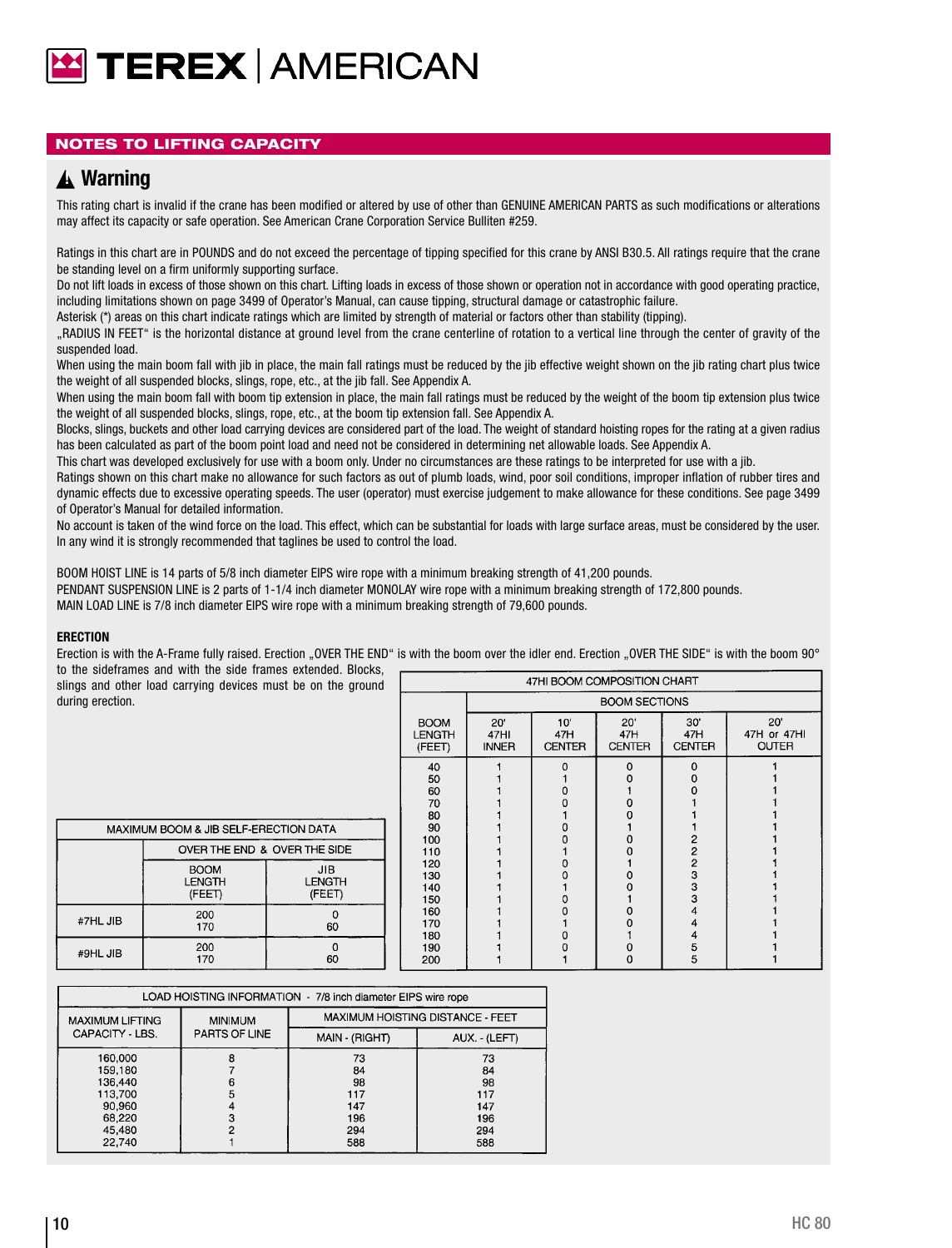## NOTES TO LIFTING CAPACITY

### ⚠ Warning

This rating chart is invalid if the crane has been modified or altered by use of other than GENUINE AMERICAN PARTS as such modifications or alterations may affect its capacity or safe operation. See American Crane Corporation Service Bulletin #259.

Ratings in this chart are in POUNDS and do not exceed the percentage of tipping specified for this crane by ANSI B30.5. All ratings require that the crane be standing level on a firm uniformly supporting surface.

Do not lift loads in excess of those shown on this chart. Lifting loads in excess of those shown or operation not in accordance with good operating practice, including limitations shown on page 3499 of Operator's Manual, can cause tipping, structural damage or catastrophic failure.

Asterisk (*) areas on this chart indicate ratings which are limited by strength of material or factors other than stability (tipping).

„RADIUS IN FEET" is the horizontal distance at ground level from the crane centerline of rotation to a vertical line through the center of gravity of the suspended load.

When using the main boom fall with jib in place, the main fall ratings must be reduced by the jib effective weight shown on the jib rating chart plus twice the weight of all suspended blocks, slings, rope, etc., at the jib fall. See Appendix A.

When using the main boom fall with boom tip extension in place, the main fall ratings must be reduced by the weight of the boom tip extension plus twice the weight of all suspended blocks, slings, rope, etc., at the boom tip extension fall. See Appendix A.

Blocks, slings, buckets and other load carrying devices are considered part of the load. The weight of standard hoisting ropes for the rating at a given radius has been calculated as part of the boom point load and need not be considered in determining net allowable loads. See Appendix A.

This chart was developed exclusively for use with a boom only. Under no circumstances are these ratings to be interpreted for use with a jib.

Ratings shown on this chart make no allowance for such factors as out of plumb loads, wind, poor soil conditions, improper inflation of rubber tires and dynamic effects due to excessive operating speeds. The user (operator) must exercise judgement to make allowance for these conditions. See page 3499 of Operator's Manual for detailed information.

No account is taken of the wind force on the load. This effect, which can be substantial for loads with large surface areas, must be considered by the user. In any wind it is strongly recommended that taglines be used to control the load.

BOOM HOIST LINE is 14 parts of 5/8 inch diameter EIPS wire rope with a minimum breaking strength of 41,200 pounds.
PENDANT SUSPENSION LINE is 2 parts of 1-1/4 inch diameter MONOLAY wire rope with a minimum breaking strength of 172,800 pounds.
MAIN LOAD LINE is 7/8 inch diameter EIPS wire rope with a minimum breaking strength of 79,600 pounds.

#### ERECTION

Erection is with the A-Frame fully raised. Erection „OVER THE END" is with the boom over the idler end. Erection „OVER THE SIDE" is with the boom 90° to the sideframes and with the side frames extended. Blocks, slings and other load carrying devices must be on the ground during erection.

**47HI BOOM COMPOSITION CHART**

| BOOM LENGTH (FEET) | BOOM SECTIONS | | | | |
|---|---|---|---|---|---|
| | 20' 47HI INNER | 10' 47H CENTER | 20' 47H CENTER | 30' 47H CENTER | 20' 47H or 47HI OUTER |
| 40 | 1 | 0 | 0 | 0 | 1 |
| 50 | 1 | 1 | 0 | 0 | 1 |
| 60 | 1 | 0 | 1 | 0 | 1 |
| 70 | 1 | 0 | 0 | 1 | 1 |
| 80 | 1 | 1 | 0 | 1 | 1 |
| 90 | 1 | 0 | 1 | 1 | 1 |
| 100 | 1 | 0 | 0 | 2 | 1 |
| 110 | 1 | 1 | 0 | 2 | 1 |
| 120 | 1 | 0 | 1 | 2 | 1 |
| 130 | 1 | 0 | 0 | 3 | 1 |
| 140 | 1 | 1 | 0 | 3 | 1 |
| 150 | 1 | 0 | 1 | 3 | 1 |
| 160 | 1 | 0 | 0 | 4 | 1 |
| 170 | 1 | 1 | 0 | 4 | 1 |
| 180 | 1 | 0 | 1 | 4 | 1 |
| 190 | 1 | 0 | 0 | 5 | 1 |
| 200 | 1 | 1 | 0 | 5 | 1 |

**MAXIMUM BOOM & JIB SELF-ERECTION DATA**

| | OVER THE END & OVER THE SIDE | |
|---|---|---|
| | BOOM LENGTH (FEET) | JIB LENGTH (FEET) |
| #7HL JIB | 200 | 0 |
| | 170 | 60 |
| #9HL JIB | 200 | 0 |
| | 170 | 60 |

**LOAD HOISTING INFORMATION - 7/8 inch diameter EIPS wire rope**

| MAXIMUM LIFTING CAPACITY - LBS. | MINIMUM PARTS OF LINE | MAXIMUM HOISTING DISTANCE - FEET | |
|---|---|---|---|
| | | MAIN - (RIGHT) | AUX. - (LEFT) |
| 160,000 | 8 | 73 | 73 |
| 159,180 | 7 | 84 | 84 |
| 136,440 | 6 | 98 | 98 |
| 113,700 | 5 | 117 | 117 |
| 90,960 | 4 | 147 | 147 |
| 68,220 | 3 | 196 | 196 |
| 45,480 | 2 | 294 | 294 |
| 22,740 | 1 | 588 | 588 |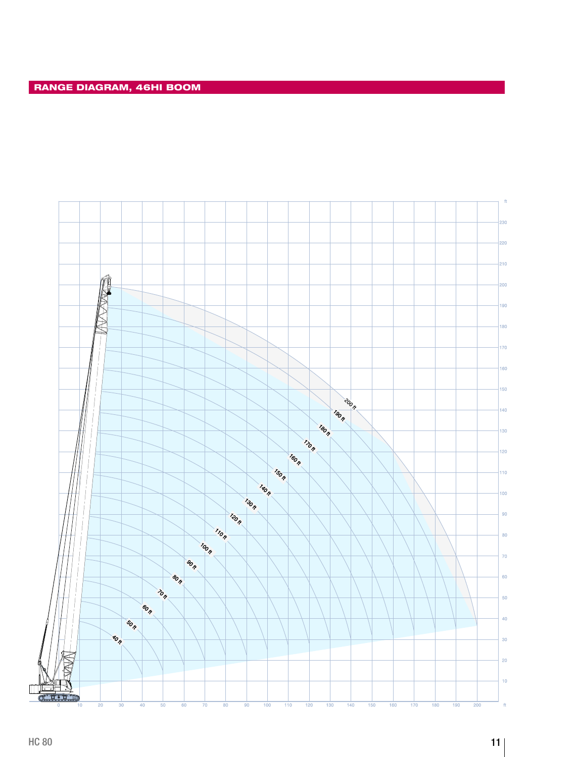## RANGE DIAGRAM, 46HI BOOM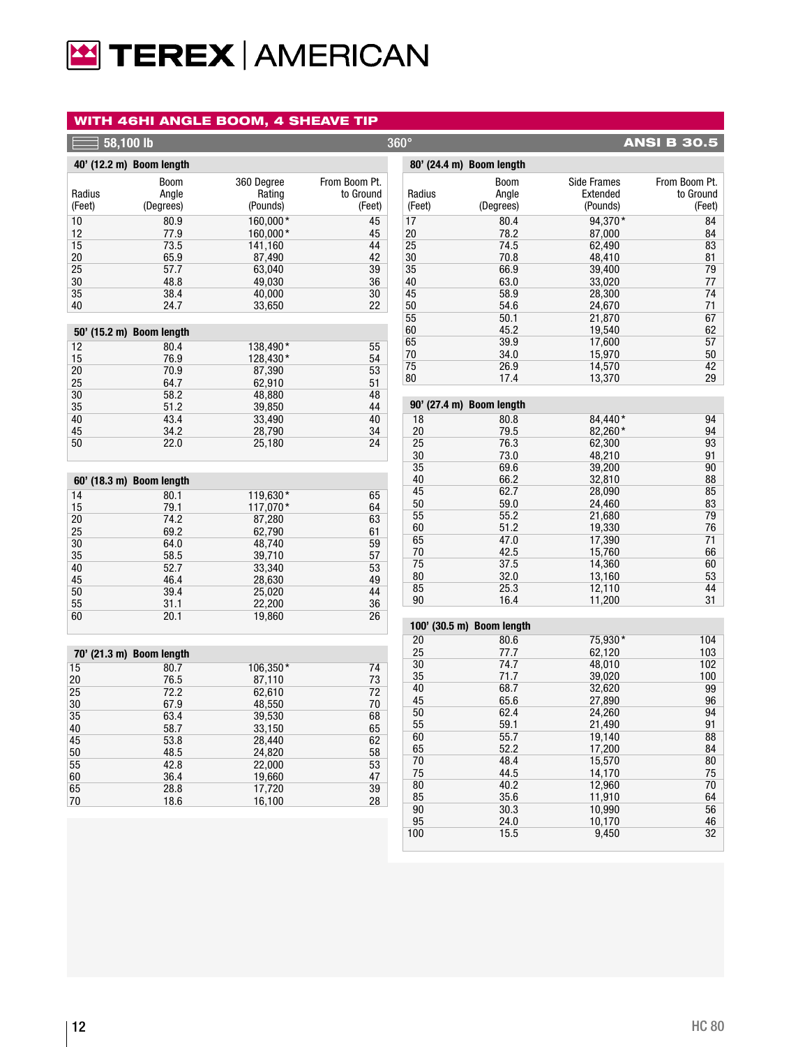## WITH 46HI ANGLE BOOM, 4 SHEAVE TIP

58,100 lb | 360° | ANSI B 30.5

### 40' (12.2 m) Boom length

| Radius (Feet) | Boom Angle (Degrees) | 360 Degree Rating (Pounds) | From Boom Pt. to Ground (Feet) |
|---|---|---|---|
| 10 | 80.9 | 160,000* | 45 |
| 12 | 77.9 | 160,000* | 45 |
| 15 | 73.5 | 141,160 | 44 |
| 20 | 65.9 | 87,490 | 42 |
| 25 | 57.7 | 63,040 | 39 |
| 30 | 48.8 | 49,030 | 36 |
| 35 | 38.4 | 40,000 | 30 |
| 40 | 24.7 | 33,650 | 22 |

### 50' (15.2 m) Boom length

| Radius (Feet) | Boom Angle (Degrees) | 360 Degree Rating (Pounds) | From Boom Pt. to Ground (Feet) |
|---|---|---|---|
| 12 | 80.4 | 138,490* | 55 |
| 15 | 76.9 | 128,430* | 54 |
| 20 | 70.9 | 87,390 | 53 |
| 25 | 64.7 | 62,910 | 51 |
| 30 | 58.2 | 48,880 | 48 |
| 35 | 51.2 | 39,850 | 44 |
| 40 | 43.4 | 33,490 | 40 |
| 45 | 34.2 | 28,790 | 34 |
| 50 | 22.0 | 25,180 | 24 |

### 60' (18.3 m) Boom length

| Radius (Feet) | Boom Angle (Degrees) | 360 Degree Rating (Pounds) | From Boom Pt. to Ground (Feet) |
|---|---|---|---|
| 14 | 80.1 | 119,630* | 65 |
| 15 | 79.1 | 117,070* | 64 |
| 20 | 74.2 | 87,280 | 63 |
| 25 | 69.2 | 62,790 | 61 |
| 30 | 64.0 | 48,740 | 59 |
| 35 | 58.5 | 39,710 | 57 |
| 40 | 52.7 | 33,340 | 53 |
| 45 | 46.4 | 28,630 | 49 |
| 50 | 39.4 | 25,020 | 44 |
| 55 | 31.1 | 22,200 | 36 |
| 60 | 20.1 | 19,860 | 26 |

### 70' (21.3 m) Boom length

| Radius (Feet) | Boom Angle (Degrees) | 360 Degree Rating (Pounds) | From Boom Pt. to Ground (Feet) |
|---|---|---|---|
| 15 | 80.7 | 106,350* | 74 |
| 20 | 76.5 | 87,110 | 73 |
| 25 | 72.2 | 62,610 | 72 |
| 30 | 67.9 | 48,550 | 70 |
| 35 | 63.4 | 39,530 | 68 |
| 40 | 58.7 | 33,150 | 65 |
| 45 | 53.8 | 28,440 | 62 |
| 50 | 48.5 | 24,820 | 58 |
| 55 | 42.8 | 22,000 | 53 |
| 60 | 36.4 | 19,660 | 47 |
| 65 | 28.8 | 17,720 | 39 |
| 70 | 18.6 | 16,100 | 28 |

### 80' (24.4 m) Boom length

| Radius (Feet) | Boom Angle (Degrees) | Side Frames Extended (Pounds) | From Boom Pt. to Ground (Feet) |
|---|---|---|---|
| 17 | 80.4 | 94,370* | 84 |
| 20 | 78.2 | 87,000 | 84 |
| 25 | 74.5 | 62,490 | 83 |
| 30 | 70.8 | 48,410 | 81 |
| 35 | 66.9 | 39,400 | 79 |
| 40 | 63.0 | 33,020 | 77 |
| 45 | 58.9 | 28,300 | 74 |
| 50 | 54.6 | 24,670 | 71 |
| 55 | 50.1 | 21,870 | 67 |
| 60 | 45.2 | 19,540 | 62 |
| 65 | 39.9 | 17,600 | 57 |
| 70 | 34.0 | 15,970 | 50 |
| 75 | 26.9 | 14,570 | 42 |
| 80 | 17.4 | 13,370 | 29 |

### 90' (27.4 m) Boom length

| Radius (Feet) | Boom Angle (Degrees) | Side Frames Extended (Pounds) | From Boom Pt. to Ground (Feet) |
|---|---|---|---|
| 18 | 80.8 | 84,440* | 94 |
| 20 | 79.5 | 82,260* | 94 |
| 25 | 76.3 | 62,300 | 93 |
| 30 | 73.0 | 48,210 | 91 |
| 35 | 69.6 | 39,200 | 90 |
| 40 | 66.2 | 32,810 | 88 |
| 45 | 62.7 | 28,090 | 85 |
| 50 | 59.0 | 24,460 | 83 |
| 55 | 55.2 | 21,680 | 79 |
| 60 | 51.2 | 19,330 | 76 |
| 65 | 47.0 | 17,390 | 71 |
| 70 | 42.5 | 15,760 | 66 |
| 75 | 37.5 | 14,360 | 60 |
| 80 | 32.0 | 13,160 | 53 |
| 85 | 25.3 | 12,110 | 44 |
| 90 | 16.4 | 11,200 | 31 |

### 100' (30.5 m) Boom length

| Radius (Feet) | Boom Angle (Degrees) | Side Frames Extended (Pounds) | From Boom Pt. to Ground (Feet) |
|---|---|---|---|
| 20 | 80.6 | 75,930* | 104 |
| 25 | 77.7 | 62,120 | 103 |
| 30 | 74.7 | 48,010 | 102 |
| 35 | 71.7 | 39,020 | 100 |
| 40 | 68.7 | 32,620 | 99 |
| 45 | 65.6 | 27,890 | 96 |
| 50 | 62.4 | 24,260 | 94 |
| 55 | 59.1 | 21,490 | 91 |
| 60 | 55.7 | 19,140 | 88 |
| 65 | 52.2 | 17,200 | 84 |
| 70 | 48.4 | 15,570 | 80 |
| 75 | 44.5 | 14,170 | 75 |
| 80 | 40.2 | 12,960 | 70 |
| 85 | 35.6 | 11,910 | 64 |
| 90 | 30.3 | 10,990 | 56 |
| 95 | 24.0 | 10,170 | 46 |
| 100 | 15.5 | 9,450 | 32 |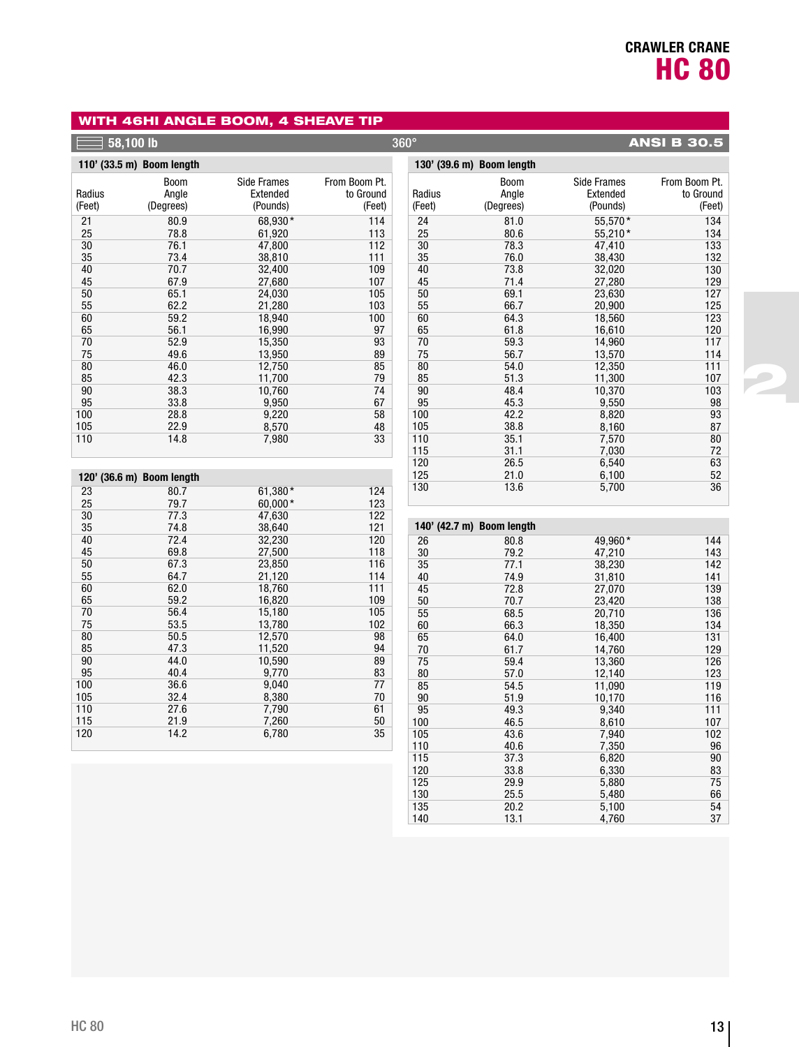## CRAWLER CRANE HC 80

### WITH 46HI ANGLE BOOM, 4 SHEAVE TIP

58,100 lb | 360° | ANSI B 30.5

**110' (33.5 m) Boom length**

| Radius (Feet) | Boom Angle (Degrees) | Side Frames Extended (Pounds) | From Boom Pt. to Ground (Feet) |
|---|---|---|---|
| 21 | 80.9 | 68,930* | 114 |
| 25 | 78.8 | 61,920 | 113 |
| 30 | 76.1 | 47,800 | 112 |
| 35 | 73.4 | 38,810 | 111 |
| 40 | 70.7 | 32,400 | 109 |
| 45 | 67.9 | 27,680 | 107 |
| 50 | 65.1 | 24,030 | 105 |
| 55 | 62.2 | 21,280 | 103 |
| 60 | 59.2 | 18,940 | 100 |
| 65 | 56.1 | 16,990 | 97 |
| 70 | 52.9 | 15,350 | 93 |
| 75 | 49.6 | 13,950 | 89 |
| 80 | 46.0 | 12,750 | 85 |
| 85 | 42.3 | 11,700 | 79 |
| 90 | 38.3 | 10,760 | 74 |
| 95 | 33.8 | 9,950 | 67 |
| 100 | 28.8 | 9,220 | 58 |
| 105 | 22.9 | 8,570 | 48 |
| 110 | 14.8 | 7,980 | 33 |

**120' (36.6 m) Boom length**

| Radius (Feet) | Boom Angle (Degrees) | Side Frames Extended (Pounds) | From Boom Pt. to Ground (Feet) |
|---|---|---|---|
| 23 | 80.7 | 61,380* | 124 |
| 25 | 79.7 | 60,000* | 123 |
| 30 | 77.3 | 47,630 | 122 |
| 35 | 74.8 | 38,640 | 121 |
| 40 | 72.4 | 32,230 | 120 |
| 45 | 69.8 | 27,500 | 118 |
| 50 | 67.3 | 23,850 | 116 |
| 55 | 64.7 | 21,120 | 114 |
| 60 | 62.0 | 18,760 | 111 |
| 65 | 59.2 | 16,820 | 109 |
| 70 | 56.4 | 15,180 | 105 |
| 75 | 53.5 | 13,780 | 102 |
| 80 | 50.5 | 12,570 | 98 |
| 85 | 47.3 | 11,520 | 94 |
| 90 | 44.0 | 10,590 | 89 |
| 95 | 40.4 | 9,770 | 83 |
| 100 | 36.6 | 9,040 | 77 |
| 105 | 32.4 | 8,380 | 70 |
| 110 | 27.6 | 7,790 | 61 |
| 115 | 21.9 | 7,260 | 50 |
| 120 | 14.2 | 6,780 | 35 |

**130' (39.6 m) Boom length**

| Radius (Feet) | Boom Angle (Degrees) | Side Frames Extended (Pounds) | From Boom Pt. to Ground (Feet) |
|---|---|---|---|
| 24 | 81.0 | 55,570* | 134 |
| 25 | 80.6 | 55,210* | 134 |
| 30 | 78.3 | 47,410 | 133 |
| 35 | 76.0 | 38,430 | 132 |
| 40 | 73.8 | 32,020 | 130 |
| 45 | 71.4 | 27,280 | 129 |
| 50 | 69.1 | 23,630 | 127 |
| 55 | 66.7 | 20,900 | 125 |
| 60 | 64.3 | 18,560 | 123 |
| 65 | 61.8 | 16,610 | 120 |
| 70 | 59.3 | 14,960 | 117 |
| 75 | 56.7 | 13,570 | 114 |
| 80 | 54.0 | 12,350 | 111 |
| 85 | 51.3 | 11,300 | 107 |
| 90 | 48.4 | 10,370 | 103 |
| 95 | 45.3 | 9,550 | 98 |
| 100 | 42.2 | 8,820 | 93 |
| 105 | 38.8 | 8,160 | 87 |
| 110 | 35.1 | 7,570 | 80 |
| 115 | 31.1 | 7,030 | 72 |
| 120 | 26.5 | 6,540 | 63 |
| 125 | 21.0 | 6,100 | 52 |
| 130 | 13.6 | 5,700 | 36 |

**140' (42.7 m) Boom length**

| Radius (Feet) | Boom Angle (Degrees) | Side Frames Extended (Pounds) | From Boom Pt. to Ground (Feet) |
|---|---|---|---|
| 26 | 80.8 | 49,960* | 144 |
| 30 | 79.2 | 47,210 | 143 |
| 35 | 77.1 | 38,230 | 142 |
| 40 | 74.9 | 31,810 | 141 |
| 45 | 72.8 | 27,070 | 139 |
| 50 | 70.7 | 23,420 | 138 |
| 55 | 68.5 | 20,710 | 136 |
| 60 | 66.3 | 18,350 | 134 |
| 65 | 64.0 | 16,400 | 131 |
| 70 | 61.7 | 14,760 | 129 |
| 75 | 59.4 | 13,360 | 126 |
| 80 | 57.0 | 12,140 | 123 |
| 85 | 54.5 | 11,090 | 119 |
| 90 | 51.9 | 10,170 | 116 |
| 95 | 49.3 | 9,340 | 111 |
| 100 | 46.5 | 8,610 | 107 |
| 105 | 43.6 | 7,940 | 102 |
| 110 | 40.6 | 7,350 | 96 |
| 115 | 37.3 | 6,820 | 90 |
| 120 | 33.8 | 6,330 | 83 |
| 125 | 29.9 | 5,880 | 75 |
| 130 | 25.5 | 5,480 | 66 |
| 135 | 20.2 | 5,100 | 54 |
| 140 | 13.1 | 4,760 | 37 |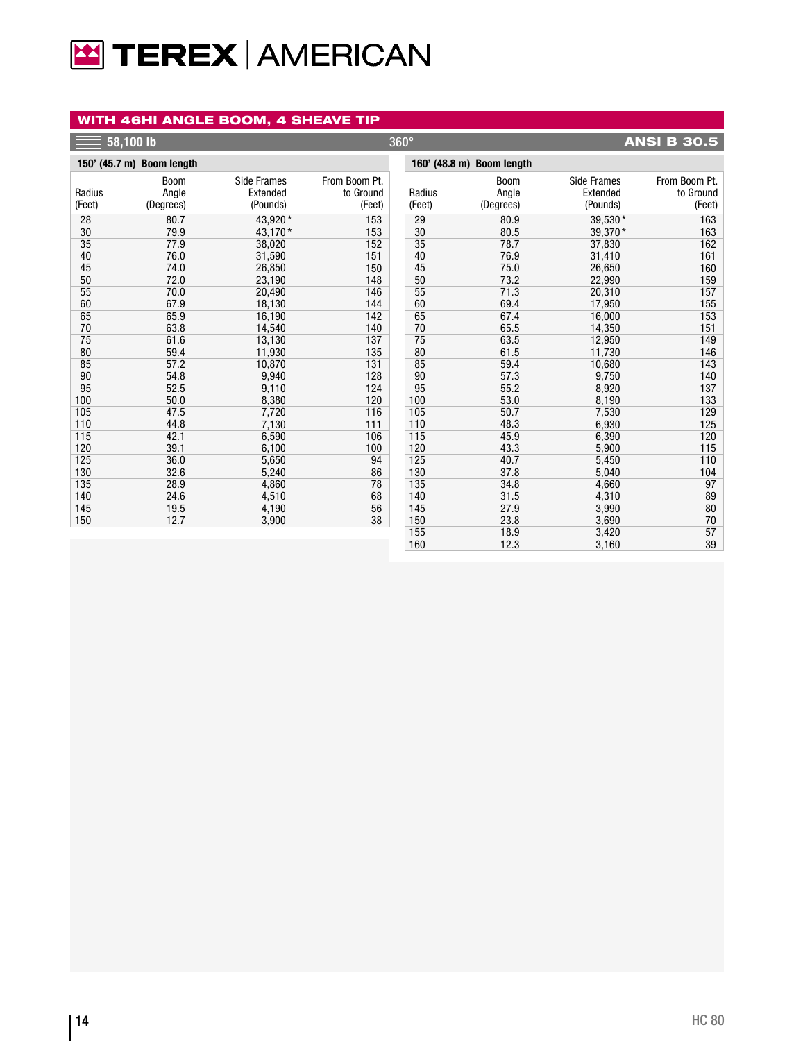## WITH 46HI ANGLE BOOM, 4 SHEAVE TIP

58,100 lb — 360° — ANSI B 30.5

### 150' (45.7 m) Boom length

| Radius (Feet) | Boom Angle (Degrees) | Side Frames Extended (Pounds) | From Boom Pt. to Ground (Feet) |
|---|---|---|---|
| 28 | 80.7 | 43,920* | 153 |
| 30 | 79.9 | 43,170* | 153 |
| 35 | 77.9 | 38,020 | 152 |
| 40 | 76.0 | 31,590 | 151 |
| 45 | 74.0 | 26,850 | 150 |
| 50 | 72.0 | 23,190 | 148 |
| 55 | 70.0 | 20,490 | 146 |
| 60 | 67.9 | 18,130 | 144 |
| 65 | 65.9 | 16,190 | 142 |
| 70 | 63.8 | 14,540 | 140 |
| 75 | 61.6 | 13,130 | 137 |
| 80 | 59.4 | 11,930 | 135 |
| 85 | 57.2 | 10,870 | 131 |
| 90 | 54.8 | 9,940 | 128 |
| 95 | 52.5 | 9,110 | 124 |
| 100 | 50.0 | 8,380 | 120 |
| 105 | 47.5 | 7,720 | 116 |
| 110 | 44.8 | 7,130 | 111 |
| 115 | 42.1 | 6,590 | 106 |
| 120 | 39.1 | 6,100 | 100 |
| 125 | 36.0 | 5,650 | 94 |
| 130 | 32.6 | 5,240 | 86 |
| 135 | 28.9 | 4,860 | 78 |
| 140 | 24.6 | 4,510 | 68 |
| 145 | 19.5 | 4,190 | 56 |
| 150 | 12.7 | 3,900 | 38 |

### 160' (48.8 m) Boom length

| Radius (Feet) | Boom Angle (Degrees) | Side Frames Extended (Pounds) | From Boom Pt. to Ground (Feet) |
|---|---|---|---|
| 29 | 80.9 | 39,530* | 163 |
| 30 | 80.5 | 39,370* | 163 |
| 35 | 78.7 | 37,830 | 162 |
| 40 | 76.9 | 31,410 | 161 |
| 45 | 75.0 | 26,650 | 160 |
| 50 | 73.2 | 22,990 | 159 |
| 55 | 71.3 | 20,310 | 157 |
| 60 | 69.4 | 17,950 | 155 |
| 65 | 67.4 | 16,000 | 153 |
| 70 | 65.5 | 14,350 | 151 |
| 75 | 63.5 | 12,950 | 149 |
| 80 | 61.5 | 11,730 | 146 |
| 85 | 59.4 | 10,680 | 143 |
| 90 | 57.3 | 9,750 | 140 |
| 95 | 55.2 | 8,920 | 137 |
| 100 | 53.0 | 8,190 | 133 |
| 105 | 50.7 | 7,530 | 129 |
| 110 | 48.3 | 6,930 | 125 |
| 115 | 45.9 | 6,390 | 120 |
| 120 | 43.3 | 5,900 | 115 |
| 125 | 40.7 | 5,450 | 110 |
| 130 | 37.8 | 5,040 | 104 |
| 135 | 34.8 | 4,660 | 97 |
| 140 | 31.5 | 4,310 | 89 |
| 145 | 27.9 | 3,990 | 80 |
| 150 | 23.8 | 3,690 | 70 |
| 155 | 18.9 | 3,420 | 57 |
| 160 | 12.3 | 3,160 | 39 |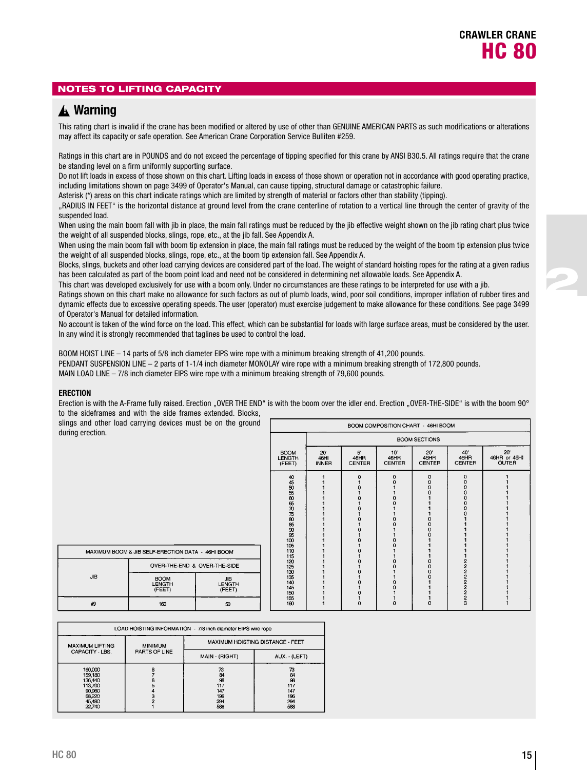# NOTES TO LIFTING CAPACITY

## ⚠ Warning

This rating chart is invalid if the crane has been modified or altered by use of other than GENUINE AMERICAN PARTS as such modifications or alterations may affect its capacity or safe operation. See American Crane Corporation Service Bulliten #259.

Ratings in this chart are in POUNDS and do not exceed the percentage of tipping specified for this crane by ANSI B30.5. All ratings require that the crane be standing level on a firm uniformly supporting surface.

Do not lift loads in excess of those shown on this chart. Lifting loads in excess of those shown or operation not in accordance with good operating practice, including limitations shown on page 3499 of Operator's Manual, can cause tipping, structural damage or catastrophic failure.

Asterisk (*) areas on this chart indicate ratings which are limited by strength of material or factors other than stability (tipping).

„RADIUS IN FEET" is the horizontal distance at ground level from the crane centerline of rotation to a vertical line through the center of gravity of the suspended load.

When using the main boom fall with jib in place, the main fall ratings must be reduced by the jib effective weight shown on the jib rating chart plus twice the weight of all suspended blocks, slings, rope, etc., at the jib fall. See Appendix A.

When using the main boom fall with boom tip extension in place, the main fall ratings must be reduced by the weight of the boom tip extension plus twice the weight of all suspended blocks, slings, rope, etc., at the boom tip extension fall. See Appendix A.

Blocks, slings, buckets and other load carrying devices are considered part of the load. The weight of standard hoisting ropes for the rating at a given radius has been calculated as part of the boom point load and need not be considered in determining net allowable loads. See Appendix A.

This chart was developed exclusively for use with a boom only. Under no circumstances are these ratings to be interpreted for use with a jib.

Ratings shown on this chart make no allowance for such factors as out of plumb loads, wind, poor soil conditions, improper inflation of rubber tires and dynamic effects due to excessive operating speeds. The user (operator) must exercise judgement to make allowance for these conditions. See page 3499 of Operator's Manual for detailed information.

No account is taken of the wind force on the load. This effect, which can be substantial for loads with large surface areas, must be considered by the user. In any wind it is strongly recommended that taglines be used to control the load.

BOOM HOIST LINE – 14 parts of 5/8 inch diameter EIPS wire rope with a minimum breaking strength of 41,200 pounds.
PENDANT SUSPENSION LINE – 2 parts of 1-1/4 inch diameter MONOLAY wire rope with a minimum breaking strength of 172,800 pounds.
MAIN LOAD LINE – 7/8 inch diameter EIPS wire rope with a minimum breaking strength of 79,600 pounds.

**ERECTION**

Erection is with the A-Frame fully raised. Erection „OVER THE END" is with the boom over the idler end. Erection „OVER-THE-SIDE" is with the boom 90° to the sideframes and with the side frames extended. Blocks, slings and other load carrying devices must be on the ground during erection.

**BOOM COMPOSITION CHART - 46HI BOOM**

| BOOM LENGTH (FEET) | BOOM SECTIONS | | | | | |
|---|---|---|---|---|---|---|
| | 20' 46HI INNER | 5' 46HR CENTER | 10' 46HR CENTER | 20' 46HR CENTER | 40' 46HR CENTER | 20' 46HR or 46HI OUTER |
| 40 | 1 | 0 | 0 | 0 | 0 | 1 |
| 45 | 1 | 1 | 0 | 0 | 0 | 1 |
| 50 | 1 | 0 | 1 | 0 | 0 | 1 |
| 55 | 1 | 1 | 1 | 0 | 0 | 1 |
| 60 | 1 | 0 | 0 | 1 | 0 | 1 |
| 65 | 1 | 1 | 0 | 1 | 0 | 1 |
| 70 | 1 | 0 | 1 | 1 | 0 | 1 |
| 75 | 1 | 1 | 1 | 1 | 0 | 1 |
| 80 | 1 | 0 | 0 | 0 | 1 | 1 |
| 85 | 1 | 1 | 0 | 0 | 1 | 1 |
| 90 | 1 | 0 | 1 | 0 | 1 | 1 |
| 95 | 1 | 1 | 1 | 0 | 1 | 1 |
| 100 | 1 | 0 | 0 | 1 | 1 | 1 |
| 105 | 1 | 1 | 0 | 1 | 1 | 1 |
| 110 | 1 | 0 | 1 | 1 | 1 | 1 |
| 115 | 1 | 1 | 1 | 1 | 1 | 1 |
| 120 | 1 | 0 | 0 | 0 | 2 | 1 |
| 125 | 1 | 1 | 0 | 0 | 2 | 1 |
| 130 | 1 | 0 | 1 | 0 | 2 | 1 |
| 135 | 1 | 1 | 1 | 0 | 2 | 1 |
| 140 | 1 | 0 | 0 | 1 | 2 | 1 |
| 145 | 1 | 1 | 0 | 1 | 2 | 1 |
| 150 | 1 | 0 | 1 | 1 | 2 | 1 |
| 155 | 1 | 1 | 1 | 1 | 2 | 1 |
| 160 | 1 | 0 | 0 | 0 | 3 | 1 |

**MAXIMUM BOOM & JIB SELF-ERECTION DATA - 46HI BOOM**

| JIB | OVER-THE-END & OVER-THE-SIDE | |
|---|---|---|
| | BOOM LENGTH (FEET) | JIB LENGTH (FEET) |
| #9 | 160 | 50 |

**LOAD HOISTING INFORMATION - 7/8 inch diameter EIPS wire rope**

| MAXIMUM LIFTING CAPACITY - LBS. | MINIMUM PARTS OF LINE | MAXIMUM HOISTING DISTANCE - FEET | |
|---|---|---|---|
| | | MAIN - (RIGHT) | AUX. - (LEFT) |
| 160,000 | 8 | 73 | 73 |
| 159,180 | 7 | 84 | 84 |
| 136,440 | 6 | 98 | 98 |
| 113,700 | 5 | 117 | 117 |
| 90,960 | 4 | 147 | 147 |
| 68,220 | 3 | 196 | 196 |
| 45,480 | 2 | 294 | 294 |
| 22,740 | 1 | 588 | 588 |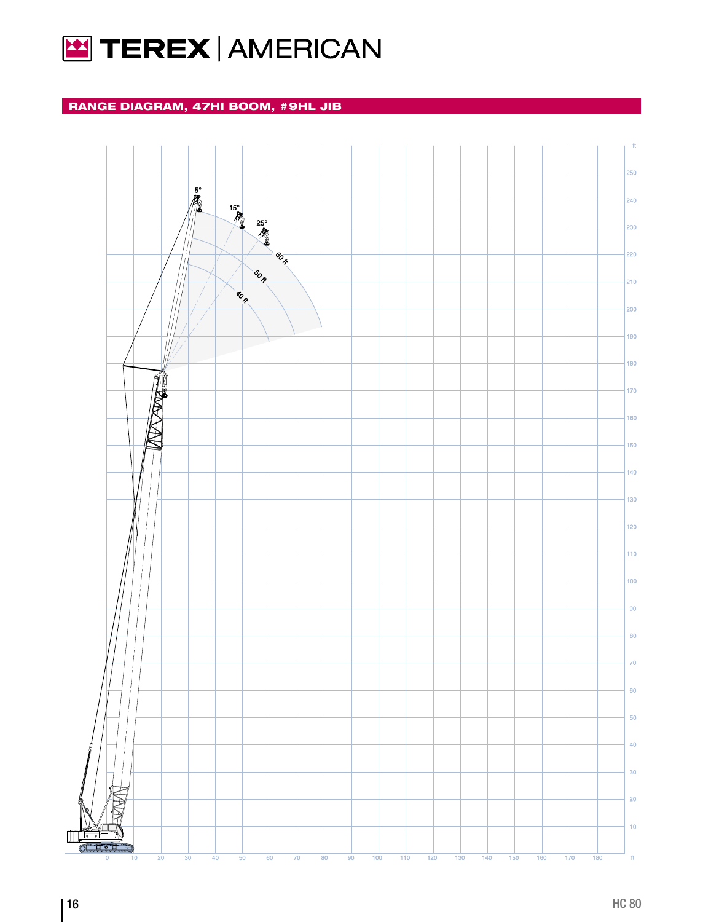## RANGE DIAGRAM, 47HI BOOM, #9HL JIB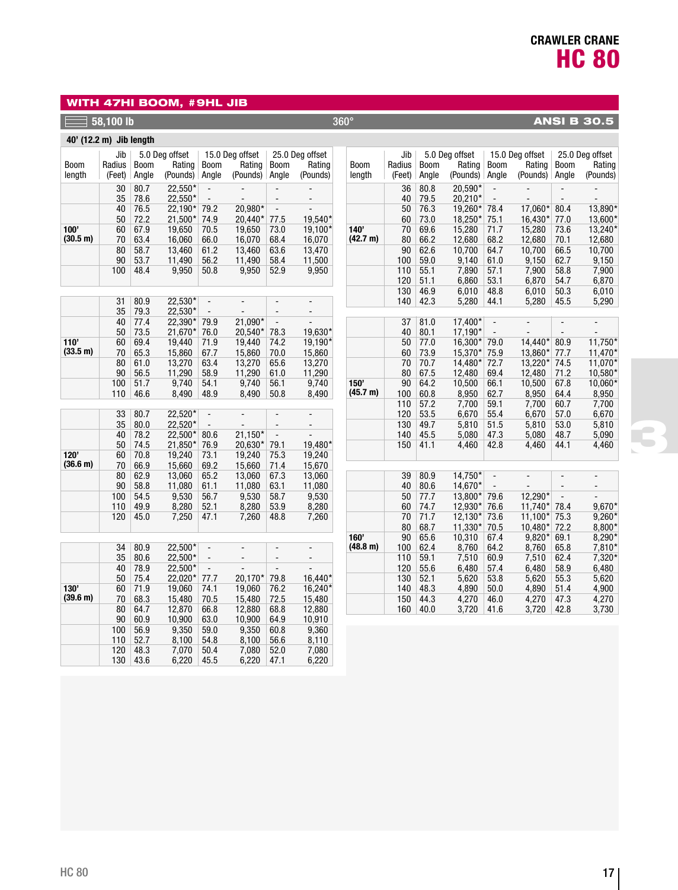# CRAWLER CRANE HC 80

## WITH 47HI BOOM, #9HL JIB

58,100 lb | 360° | ANSI B 30.5

**40' (12.2 m) Jib length**

| Boom length | Jib Radius (Feet) | 5.0 Deg offset Boom Angle | 5.0 Deg offset Rating (Pounds) | 15.0 Deg offset Boom Angle | 15.0 Deg offset Rating (Pounds) | 25.0 Deg offset Boom Angle | 25.0 Deg offset Rating (Pounds) |
|---|---|---|---|---|---|---|---|
| 100' (30.5 m) | 30 | 80.7 | 22,550* | - | - | - | - |
| | 35 | 78.6 | 22,550* | - | - | - | - |
| | 40 | 76.5 | 22,190* | 79.2 | 20,980* | - | - |
| | 50 | 72.2 | 21,500* | 74.9 | 20,440* | 77.5 | 19,540* |
| | 60 | 67.9 | 19,650 | 70.5 | 19,650 | 73.0 | 19,100* |
| | 70 | 63.4 | 16,060 | 66.0 | 16,070 | 68.4 | 16,070 |
| | 80 | 58.7 | 13,460 | 61.2 | 13,460 | 63.6 | 13,470 |
| | 90 | 53.7 | 11,490 | 56.2 | 11,490 | 58.4 | 11,500 |
| | 100 | 48.4 | 9,950 | 50.8 | 9,950 | 52.9 | 9,950 |
| 110' (33.5 m) | 31 | 80.9 | 22,530* | - | - | - | - |
| | 35 | 79.3 | 22,530* | - | - | - | - |
| | 40 | 77.4 | 22,390* | 79.9 | 21,090* | - | - |
| | 50 | 73.5 | 21,670* | 76.0 | 20,540* | 78.3 | 19,630* |
| | 60 | 69.4 | 19,440 | 71.9 | 19,440 | 74.2 | 19,190* |
| | 70 | 65.3 | 15,860 | 67.7 | 15,860 | 70.0 | 15,860 |
| | 80 | 61.0 | 13,270 | 63.4 | 13,270 | 65.6 | 13,270 |
| | 90 | 56.5 | 11,290 | 58.9 | 11,290 | 61.0 | 11,290 |
| | 100 | 51.7 | 9,740 | 54.1 | 9,740 | 56.1 | 9,740 |
| | 110 | 46.6 | 8,490 | 48.9 | 8,490 | 50.8 | 8,490 |
| 120' (36.6 m) | 33 | 80.7 | 22,520* | - | - | - | - |
| | 35 | 80.0 | 22,520* | - | - | - | - |
| | 40 | 78.2 | 22,500* | 80.6 | 21,150* | - | - |
| | 50 | 74.5 | 21,850* | 76.9 | 20,630* | 79.1 | 19,480* |
| | 60 | 70.8 | 19,240 | 73.1 | 19,240 | 75.3 | 19,240 |
| | 70 | 66.9 | 15,660 | 69.2 | 15,660 | 71.4 | 15,670 |
| | 80 | 62.9 | 13,060 | 65.2 | 13,060 | 67.3 | 13,060 |
| | 90 | 58.8 | 11,080 | 61.1 | 11,080 | 63.1 | 11,080 |
| | 100 | 54.5 | 9,530 | 56.7 | 9,530 | 58.7 | 9,530 |
| | 110 | 49.9 | 8,280 | 52.1 | 8,280 | 53.9 | 8,280 |
| | 120 | 45.0 | 7,250 | 47.1 | 7,260 | 48.8 | 7,260 |
| 130' (39.6 m) | 34 | 80.9 | 22,500* | - | - | - | - |
| | 35 | 80.6 | 22,500* | - | - | - | - |
| | 40 | 78.9 | 22,500* | - | - | - | - |
| | 50 | 75.4 | 22,020* | 77.7 | 20,170* | 79.8 | 16,440* |
| | 60 | 71.9 | 19,060 | 74.1 | 19,060 | 76.2 | 16,240* |
| | 70 | 68.3 | 15,480 | 70.5 | 15,480 | 72.5 | 15,480 |
| | 80 | 64.7 | 12,870 | 66.8 | 12,880 | 68.8 | 12,880 |
| | 90 | 60.9 | 10,900 | 63.0 | 10,900 | 64.9 | 10,910 |
| | 100 | 56.9 | 9,350 | 59.0 | 9,350 | 60.8 | 9,360 |
| | 110 | 52.7 | 8,100 | 54.8 | 8,100 | 56.6 | 8,110 |
| | 120 | 48.3 | 7,070 | 50.4 | 7,080 | 52.0 | 7,080 |
| | 130 | 43.6 | 6,220 | 45.5 | 6,220 | 47.1 | 6,220 |
| 140' (42.7 m) | 36 | 80.8 | 20,590* | - | - | - | - |
| | 40 | 79.5 | 20,210* | - | - | - | - |
| | 50 | 76.3 | 19,260* | 78.4 | 17,060* | 80.4 | 13,890* |
| | 60 | 73.0 | 18,250* | 75.1 | 16,430* | 77.0 | 13,600* |
| | 70 | 69.6 | 15,280 | 71.7 | 15,280 | 73.6 | 13,240* |
| | 80 | 66.2 | 12,680 | 68.2 | 12,680 | 70.1 | 12,680 |
| | 90 | 62.6 | 10,700 | 64.7 | 10,700 | 66.5 | 10,700 |
| | 100 | 59.0 | 9,140 | 61.0 | 9,150 | 62.7 | 9,150 |
| | 110 | 55.1 | 7,890 | 57.1 | 7,900 | 58.8 | 7,900 |
| | 120 | 51.1 | 6,860 | 53.1 | 6,870 | 54.7 | 6,870 |
| | 130 | 46.9 | 6,010 | 48.8 | 6,010 | 50.3 | 6,010 |
| | 140 | 42.3 | 5,280 | 44.1 | 5,280 | 45.5 | 5,290 |
| 150' (45.7 m) | 37 | 81.0 | 17,400* | - | - | - | - |
| | 40 | 80.1 | 17,190* | - | - | - | - |
| | 50 | 77.0 | 16,300* | 79.0 | 14,440* | 80.9 | 11,750* |
| | 60 | 73.9 | 15,370* | 75.9 | 13,860* | 77.7 | 11,470* |
| | 70 | 70.7 | 14,480* | 72.7 | 13,220* | 74.5 | 11,070* |
| | 80 | 67.5 | 12,480 | 69.4 | 12,480 | 71.2 | 10,580* |
| | 90 | 64.2 | 10,500 | 66.1 | 10,500 | 67.8 | 10,060* |
| | 100 | 60.8 | 8,950 | 62.7 | 8,950 | 64.4 | 8,950 |
| | 110 | 57.2 | 7,700 | 59.1 | 7,700 | 60.7 | 7,700 |
| | 120 | 53.5 | 6,670 | 55.4 | 6,670 | 57.0 | 6,670 |
| | 130 | 49.7 | 5,810 | 51.5 | 5,810 | 53.0 | 5,810 |
| | 140 | 45.5 | 5,080 | 47.3 | 5,080 | 48.7 | 5,090 |
| | 150 | 41.1 | 4,460 | 42.8 | 4,460 | 44.1 | 4,460 |
| 160' (48.8 m) | 39 | 80.9 | 14,750* | - | - | - | - |
| | 40 | 80.6 | 14,670* | - | - | - | - |
| | 50 | 77.7 | 13,800* | 79.6 | 12,290* | - | - |
| | 60 | 74.7 | 12,930* | 76.6 | 11,740* | 78.4 | 9,670* |
| | 70 | 71.7 | 12,130* | 73.6 | 11,100* | 75.3 | 9,260* |
| | 80 | 68.7 | 11,330* | 70.5 | 10,480* | 72.2 | 8,800* |
| | 90 | 65.6 | 10,310 | 67.4 | 9,820* | 69.1 | 8,290* |
| | 100 | 62.4 | 8,760 | 64.2 | 8,760 | 65.8 | 7,810* |
| | 110 | 59.1 | 7,510 | 60.9 | 7,510 | 62.4 | 7,320* |
| | 120 | 55.6 | 6,480 | 57.4 | 6,480 | 58.9 | 6,480 |
| | 130 | 52.1 | 5,620 | 53.8 | 5,620 | 55.3 | 5,620 |
| | 140 | 48.3 | 4,890 | 50.0 | 4,890 | 51.4 | 4,900 |
| | 150 | 44.3 | 4,270 | 46.0 | 4,270 | 47.3 | 4,270 |
| | 160 | 40.0 | 3,720 | 41.6 | 3,720 | 42.8 | 3,730 |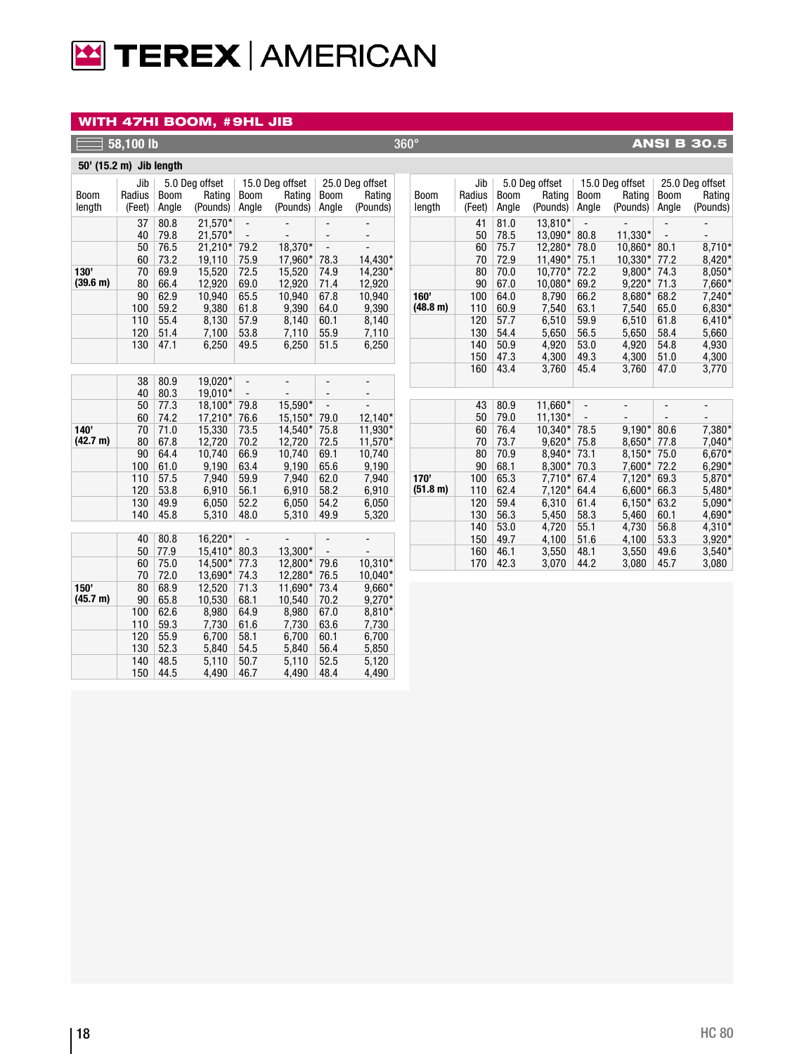## WITH 47HI BOOM, #9HL JIB

58,100 lb | 360° | ANSI B 30.5

**50' (15.2 m) Jib length**

| Boom length | Jib Radius (Feet) | 5.0 Deg offset Boom Angle | 5.0 Deg offset Rating (Pounds) | 15.0 Deg offset Boom Angle | 15.0 Deg offset Rating (Pounds) | 25.0 Deg offset Boom Angle | 25.0 Deg offset Rating (Pounds) |
|---|---|---|---|---|---|---|---|
| 130' (39.6 m) | 37 | 80.8 | 21,570* | - | - | - | - |
| | 40 | 79.8 | 21,570* | - | - | - | - |
| | 50 | 76.5 | 21,210* | 79.2 | 18,370* | - | - |
| | 60 | 73.2 | 19,110 | 75.9 | 17,960* | 78.3 | 14,430* |
| | 70 | 69.9 | 15,520 | 72.5 | 15,520 | 74.9 | 14,230* |
| | 80 | 66.4 | 12,920 | 69.0 | 12,920 | 71.4 | 12,920 |
| | 90 | 62.9 | 10,940 | 65.5 | 10,940 | 67.8 | 10,940 |
| | 100 | 59.2 | 9,380 | 61.8 | 9,390 | 64.0 | 9,390 |
| | 110 | 55.4 | 8,130 | 57.9 | 8,140 | 60.1 | 8,140 |
| | 120 | 51.4 | 7,100 | 53.8 | 7,110 | 55.9 | 7,110 |
| | 130 | 47.1 | 6,250 | 49.5 | 6,250 | 51.5 | 6,250 |
| 140' (42.7 m) | 38 | 80.9 | 19,020* | - | - | - | - |
| | 40 | 80.3 | 19,010* | - | - | - | - |
| | 50 | 77.3 | 18,100* | 79.8 | 15,590* | - | - |
| | 60 | 74.2 | 17,210* | 76.6 | 15,150* | 79.0 | 12,140* |
| | 70 | 71.0 | 15,330 | 73.5 | 14,540* | 75.8 | 11,930* |
| | 80 | 67.8 | 12,720 | 70.2 | 12,720 | 72.5 | 11,570* |
| | 90 | 64.4 | 10,740 | 66.9 | 10,740 | 69.1 | 10,740 |
| | 100 | 61.0 | 9,190 | 63.4 | 9,190 | 65.6 | 9,190 |
| | 110 | 57.5 | 7,940 | 59.9 | 7,940 | 62.0 | 7,940 |
| | 120 | 53.8 | 6,910 | 56.1 | 6,910 | 58.2 | 6,910 |
| | 130 | 49.9 | 6,050 | 52.2 | 6,050 | 54.2 | 6,050 |
| | 140 | 45.8 | 5,310 | 48.0 | 5,310 | 49.9 | 5,320 |
| 150' (45.7 m) | 40 | 80.8 | 16,220* | - | - | - | - |
| | 50 | 77.9 | 15,410* | 80.3 | 13,300* | - | - |
| | 60 | 75.0 | 14,500* | 77.3 | 12,800* | 79.6 | 10,310* |
| | 70 | 72.0 | 13,690* | 74.3 | 12,280* | 76.5 | 10,040* |
| | 80 | 68.9 | 12,520 | 71.3 | 11,690* | 73.4 | 9,660* |
| | 90 | 65.8 | 10,530 | 68.1 | 10,540 | 70.2 | 9,270* |
| | 100 | 62.6 | 8,980 | 64.9 | 8,980 | 67.0 | 8,810* |
| | 110 | 59.3 | 7,730 | 61.6 | 7,730 | 63.6 | 7,730 |
| | 120 | 55.9 | 6,700 | 58.1 | 6,700 | 60.1 | 6,700 |
| | 130 | 52.3 | 5,840 | 54.5 | 5,840 | 56.4 | 5,850 |
| | 140 | 48.5 | 5,110 | 50.7 | 5,110 | 52.5 | 5,120 |
| | 150 | 44.5 | 4,490 | 46.7 | 4,490 | 48.4 | 4,490 |
| 160' (48.8 m) | 41 | 81.0 | 13,810* | - | - | - | - |
| | 50 | 78.5 | 13,090* | 80.8 | 11,330* | - | - |
| | 60 | 75.7 | 12,280* | 78.0 | 10,860* | 80.1 | 8,710* |
| | 70 | 72.9 | 11,490* | 75.1 | 10,330* | 77.2 | 8,420* |
| | 80 | 70.0 | 10,770* | 72.2 | 9,800* | 74.3 | 8,050* |
| | 90 | 67.0 | 10,080* | 69.2 | 9,220* | 71.3 | 7,660* |
| | 100 | 64.0 | 8,790 | 66.2 | 8,680* | 68.2 | 7,240* |
| | 110 | 60.9 | 7,540 | 63.1 | 7,540 | 65.0 | 6,830* |
| | 120 | 57.7 | 6,510 | 59.9 | 6,510 | 61.8 | 6,410* |
| | 130 | 54.4 | 5,650 | 56.5 | 5,650 | 58.4 | 5,660 |
| | 140 | 50.9 | 4,920 | 53.0 | 4,920 | 54.8 | 4,930 |
| | 150 | 47.3 | 4,300 | 49.3 | 4,300 | 51.0 | 4,300 |
| | 160 | 43.4 | 3,760 | 45.4 | 3,760 | 47.0 | 3,770 |
| 170' (51.8 m) | 43 | 80.9 | 11,660* | - | - | - | - |
| | 50 | 79.0 | 11,130* | - | - | - | - |
| | 60 | 76.4 | 10,340* | 78.5 | 9,190* | 80.6 | 7,380* |
| | 70 | 73.7 | 9,620* | 75.8 | 8,650* | 77.8 | 7,040* |
| | 80 | 70.9 | 8,940* | 73.1 | 8,150* | 75.0 | 6,670* |
| | 90 | 68.1 | 8,300* | 70.3 | 7,600* | 72.2 | 6,290* |
| | 100 | 65.3 | 7,710* | 67.4 | 7,120* | 69.3 | 5,870* |
| | 110 | 62.4 | 7,120* | 64.4 | 6,600* | 66.3 | 5,480* |
| | 120 | 59.4 | 6,310 | 61.4 | 6,150* | 63.2 | 5,090* |
| | 130 | 56.3 | 5,450 | 58.3 | 5,460 | 60.1 | 4,690* |
| | 140 | 53.0 | 4,720 | 55.1 | 4,730 | 56.8 | 4,310* |
| | 150 | 49.7 | 4,100 | 51.6 | 4,100 | 53.3 | 3,920* |
| | 160 | 46.1 | 3,550 | 48.1 | 3,550 | 49.6 | 3,540* |
| | 170 | 42.3 | 3,070 | 44.2 | 3,080 | 45.7 | 3,080 |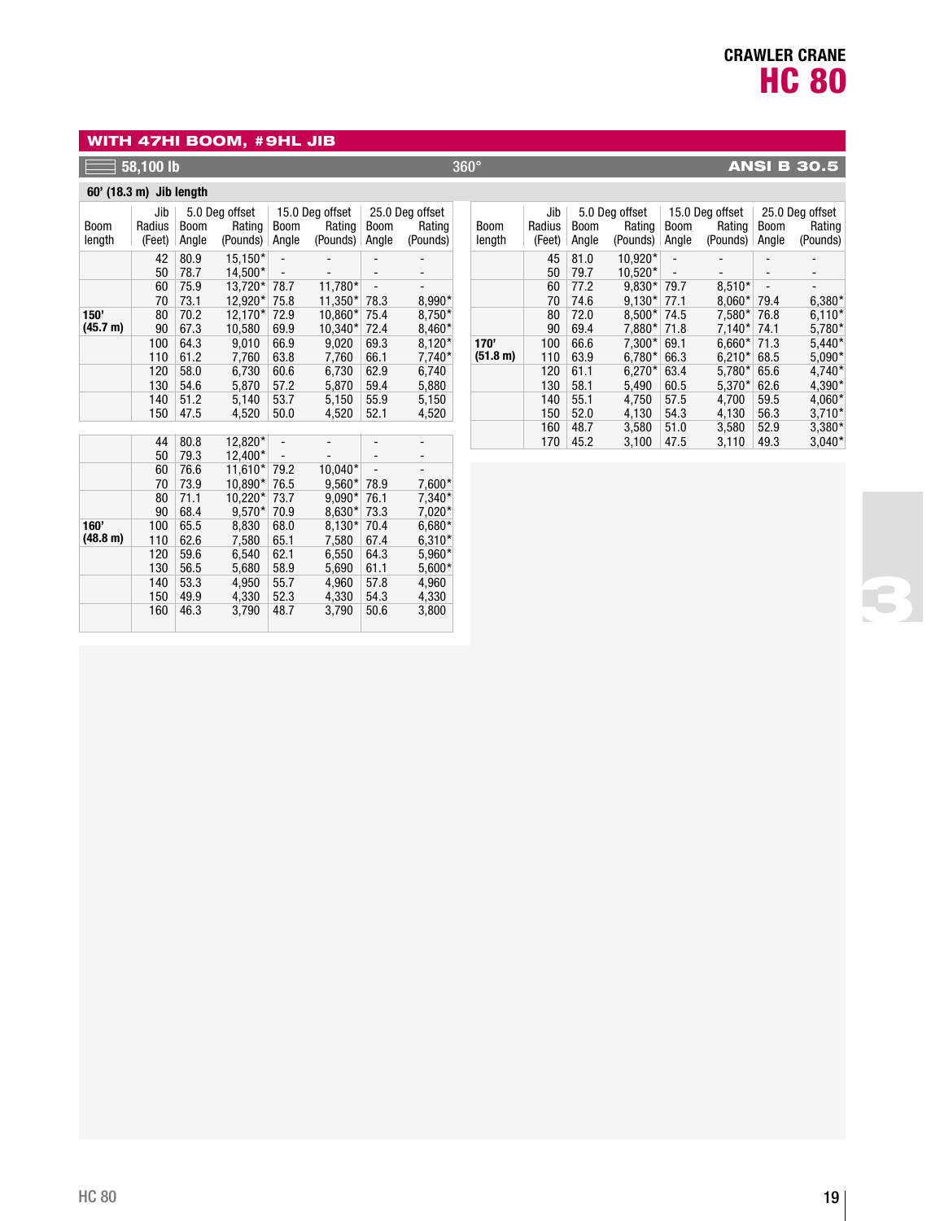**CRAWLER CRANE**
# HC 80

## WITH 47HI BOOM, #9HL JIB

58,100 lb | 360° | ANSI B 30.5

### 60' (18.3 m) Jib length

| Boom length | Jib Radius (Feet) | 5.0 Deg offset Boom Angle | 5.0 Deg offset Rating (Pounds) | 15.0 Deg offset Boom Angle | 15.0 Deg offset Rating (Pounds) | 25.0 Deg offset Boom Angle | 25.0 Deg offset Rating (Pounds) |
|---|---|---|---|---|---|---|---|
| 150' (45.7 m) | 42 | 80.9 | 15,150* | - | - | - | - |
| | 50 | 78.7 | 14,500* | - | - | - | - |
| | 60 | 75.9 | 13,720* | 78.7 | 11,780* | - | - |
| | 70 | 73.1 | 12,920* | 75.8 | 11,350* | 78.3 | 8,990* |
| | 80 | 70.2 | 12,170* | 72.9 | 10,860* | 75.4 | 8,750* |
| | 90 | 67.3 | 10,580 | 69.9 | 10,340* | 72.4 | 8,460* |
| | 100 | 64.3 | 9,010 | 66.9 | 9,020 | 69.3 | 8,120* |
| | 110 | 61.2 | 7,760 | 63.8 | 7,760 | 66.1 | 7,740* |
| | 120 | 58.0 | 6,730 | 60.6 | 6,730 | 62.9 | 6,740 |
| | 130 | 54.6 | 5,870 | 57.2 | 5,870 | 59.4 | 5,880 |
| | 140 | 51.2 | 5,140 | 53.7 | 5,150 | 55.9 | 5,150 |
| | 150 | 47.5 | 4,520 | 50.0 | 4,520 | 52.1 | 4,520 |
| 160' (48.8 m) | 44 | 80.8 | 12,820* | - | - | - | - |
| | 50 | 79.3 | 12,400* | - | - | - | - |
| | 60 | 76.6 | 11,610* | 79.2 | 10,040* | - | - |
| | 70 | 73.9 | 10,890* | 76.5 | 9,560* | 78.9 | 7,600* |
| | 80 | 71.1 | 10,220* | 73.7 | 9,090* | 76.1 | 7,340* |
| | 90 | 68.4 | 9,570* | 70.9 | 8,630* | 73.3 | 7,020* |
| | 100 | 65.5 | 8,830 | 68.0 | 8,130* | 70.4 | 6,680* |
| | 110 | 62.6 | 7,580 | 65.1 | 7,580 | 67.4 | 6,310* |
| | 120 | 59.6 | 6,540 | 62.1 | 6,550 | 64.3 | 5,960* |
| | 130 | 56.5 | 5,680 | 58.9 | 5,690 | 61.1 | 5,600* |
| | 140 | 53.3 | 4,950 | 55.7 | 4,960 | 57.8 | 4,960 |
| | 150 | 49.9 | 4,330 | 52.3 | 4,330 | 54.3 | 4,330 |
| | 160 | 46.3 | 3,790 | 48.7 | 3,790 | 50.6 | 3,800 |
| 170' (51.8 m) | 45 | 81.0 | 10,920* | - | - | - | - |
| | 50 | 79.7 | 10,520* | - | - | - | - |
| | 60 | 77.2 | 9,830* | 79.7 | 8,510* | - | - |
| | 70 | 74.6 | 9,130* | 77.1 | 8,060* | 79.4 | 6,380* |
| | 80 | 72.0 | 8,500* | 74.5 | 7,580* | 76.8 | 6,110* |
| | 90 | 69.4 | 7,880* | 71.8 | 7,140* | 74.1 | 5,780* |
| | 100 | 66.6 | 7,300* | 69.1 | 6,660* | 71.3 | 5,440* |
| | 110 | 63.9 | 6,780* | 66.3 | 6,210* | 68.5 | 5,090* |
| | 120 | 61.1 | 6,270* | 63.4 | 5,780* | 65.6 | 4,740* |
| | 130 | 58.1 | 5,490 | 60.5 | 5,370* | 62.6 | 4,390* |
| | 140 | 55.1 | 4,750 | 57.5 | 4,700 | 59.5 | 4,060* |
| | 150 | 52.0 | 4,130 | 54.3 | 4,130 | 56.3 | 3,710* |
| | 160 | 48.7 | 3,580 | 51.0 | 3,580 | 52.9 | 3,380* |
| | 170 | 45.2 | 3,100 | 47.5 | 3,110 | 49.3 | 3,040* |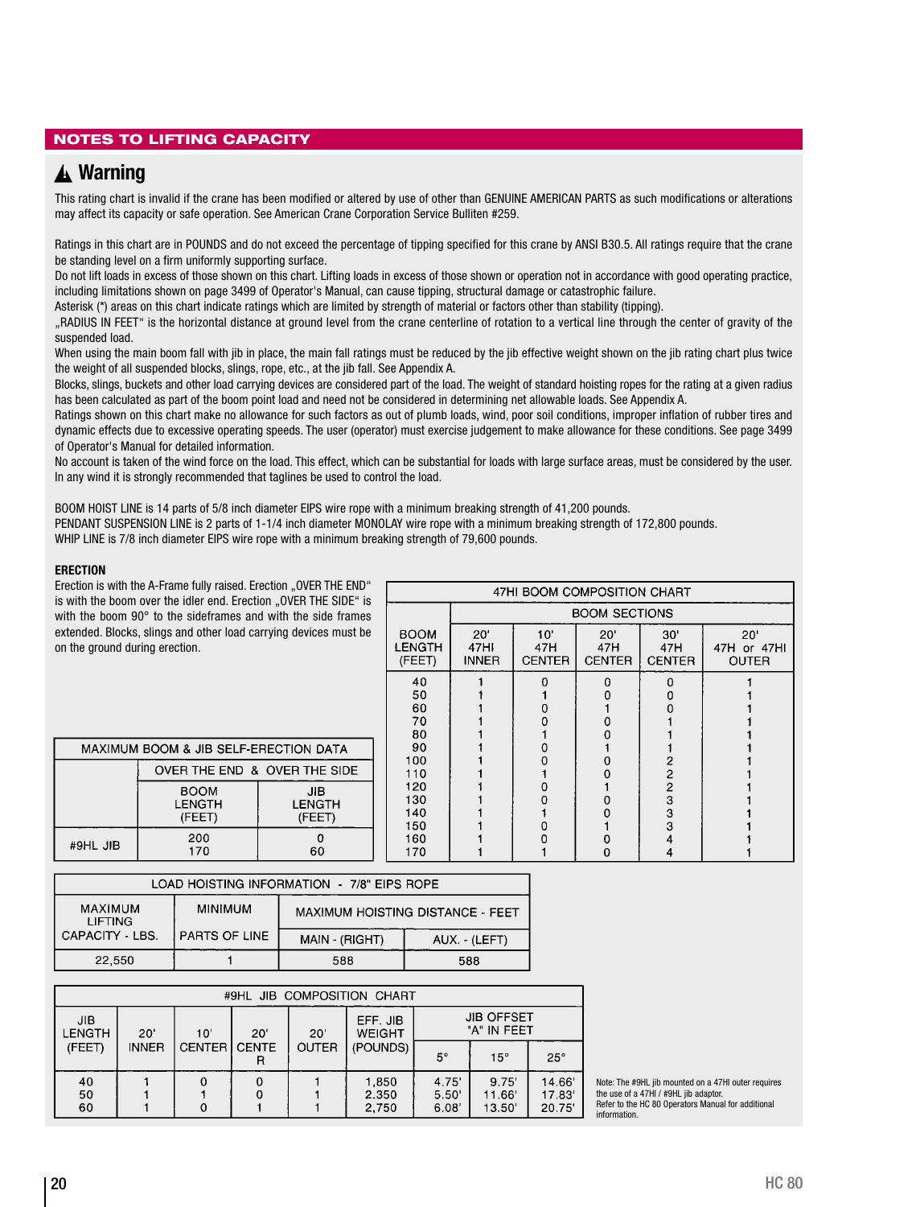## NOTES TO LIFTING CAPACITY

### ⚠ Warning

This rating chart is invalid if the crane has been modified or altered by use of other than GENUINE AMERICAN PARTS as such modifications or alterations may affect its capacity or safe operation. See American Crane Corporation Service Bulletin #259.

Ratings in this chart are in POUNDS and do not exceed the percentage of tipping specified for this crane by ANSI B30.5. All ratings require that the crane be standing level on a firm uniformly supporting surface.
Do not lift loads in excess of those shown on this chart. Lifting loads in excess of those shown or operation not in accordance with good operating practice, including limitations shown on page 3499 of Operator's Manual, can cause tipping, structural damage or catastrophic failure.
Asterisk (*) areas on this chart indicate ratings which are limited by strength of material or factors other than stability (tipping).
„RADIUS IN FEET" is the horizontal distance at ground level from the crane centerline of rotation to a vertical line through the center of gravity of the suspended load.
When using the main boom fall with jib in place, the main fall ratings must be reduced by the jib effective weight shown on the jib rating chart plus twice the weight of all suspended blocks, slings, rope, etc., at the jib fall. See Appendix A.
Blocks, slings, buckets and other load carrying devices are considered part of the load. The weight of standard hoisting ropes for the rating at a given radius has been calculated as part of the boom point load and need not be considered in determining net allowable loads. See Appendix A.
Ratings shown on this chart make no allowance for such factors as out of plumb loads, wind, poor soil conditions, improper inflation of rubber tires and dynamic effects due to excessive operating speeds. The user (operator) must exercise judgement to make allowance for these conditions. See page 3499 of Operator's Manual for detailed information.
No account is taken of the wind force on the load. This effect, which can be substantial for loads with large surface areas, must be considered by the user. In any wind it is strongly recommended that taglines be used to control the load.

BOOM HOIST LINE is 14 parts of 5/8 inch diameter EIPS wire rope with a minimum breaking strength of 41,200 pounds.
PENDANT SUSPENSION LINE is 2 parts of 1-1/4 inch diameter MONOLAY wire rope with a minimum breaking strength of 172,800 pounds.
WHIP LINE is 7/8 inch diameter EIPS wire rope with a minimum breaking strength of 79,600 pounds.

**ERECTION**

Erection is with the A-Frame fully raised. Erection „OVER THE END" is with the boom over the idler end. Erection „OVER THE SIDE" is with the boom 90° to the sideframes and with the side frames extended. Blocks, slings and other load carrying devices must be on the ground during erection.

| MAXIMUM BOOM & JIB SELF-ERECTION DATA | | |
|---|---|---|
| | OVER THE END & OVER THE SIDE | |
| | BOOM LENGTH (FEET) | JIB LENGTH (FEET) |
| #9HL JIB | 200<br>170 | 0<br>60 |

| 47HI BOOM COMPOSITION CHART | | | | | |
|---|---|---|---|---|---|
| | BOOM SECTIONS | | | | |
| BOOM LENGTH (FEET) | 20' 47HI INNER | 10' 47H CENTER | 20' 47H CENTER | 30' 47H CENTER | 20' 47H or 47HI OUTER |
| 40 | 1 | 0 | 0 | 0 | 1 |
| 50 | 1 | 1 | 0 | 0 | 1 |
| 60 | 1 | 0 | 1 | 0 | 1 |
| 70 | 1 | 0 | 0 | 1 | 1 |
| 80 | 1 | 1 | 0 | 1 | 1 |
| 90 | 1 | 0 | 1 | 1 | 1 |
| 100 | 1 | 0 | 0 | 2 | 1 |
| 110 | 1 | 1 | 0 | 2 | 1 |
| 120 | 1 | 0 | 1 | 2 | 1 |
| 130 | 1 | 0 | 0 | 3 | 1 |
| 140 | 1 | 1 | 0 | 3 | 1 |
| 150 | 1 | 0 | 1 | 3 | 1 |
| 160 | 1 | 0 | 0 | 4 | 1 |
| 170 | 1 | 1 | 0 | 4 | 1 |

| LOAD HOISTING INFORMATION - 7/8" EIPS ROPE | | | |
|---|---|---|---|
| MAXIMUM LIFTING CAPACITY - LBS. | MINIMUM PARTS OF LINE | MAXIMUM HOISTING DISTANCE - FEET | |
| | | MAIN - (RIGHT) | AUX. - (LEFT) |
| 22,550 | 1 | 588 | 588 |

| #9HL JIB COMPOSITION CHART | | | | | | | | |
|---|---|---|---|---|---|---|---|---|
| JIB LENGTH (FEET) | 20' INNER | 10' CENTER | 20' CENTER | 20' OUTER | EFF. JIB WEIGHT (POUNDS) | JIB OFFSET "A" IN FEET | | |
| | | | | | | 5° | 15° | 25° |
| 40 | 1 | 0 | 0 | 1 | 1,850 | 4.75' | 9.75' | 14.66' |
| 50 | 1 | 1 | 0 | 1 | 2,350 | 5.50' | 11.66' | 17.83' |
| 60 | 1 | 0 | 1 | 1 | 2,750 | 6.08' | 13.50' | 20.75' |

Note: The #9HL jib mounted on a 47HI outer requires the use of a 47HI / #9HL jib adaptor.
Refer to the HC 80 Operators Manual for additional information.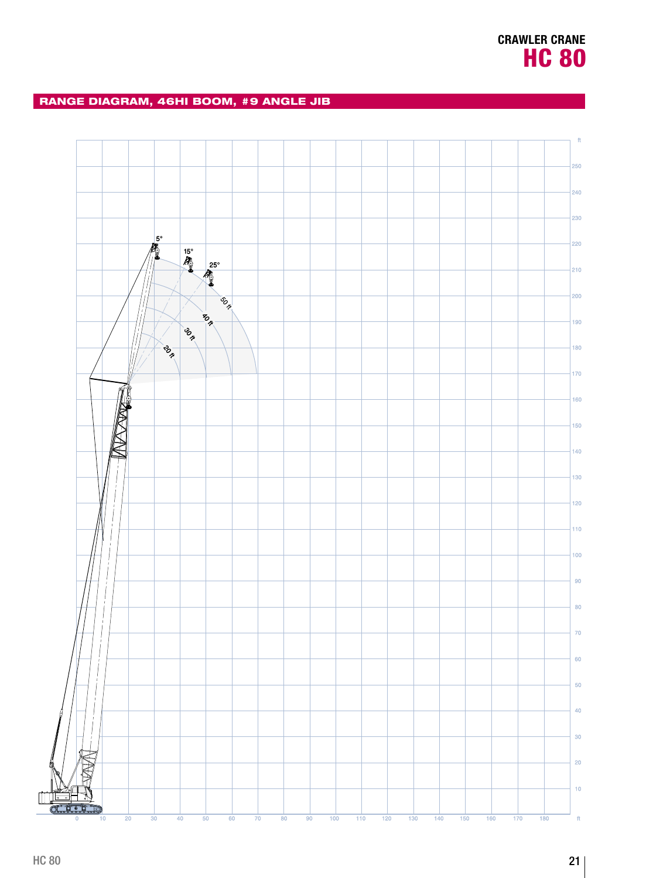# CRAWLER CRANE HC 80

## RANGE DIAGRAM, 46HI BOOM, #9 ANGLE JIB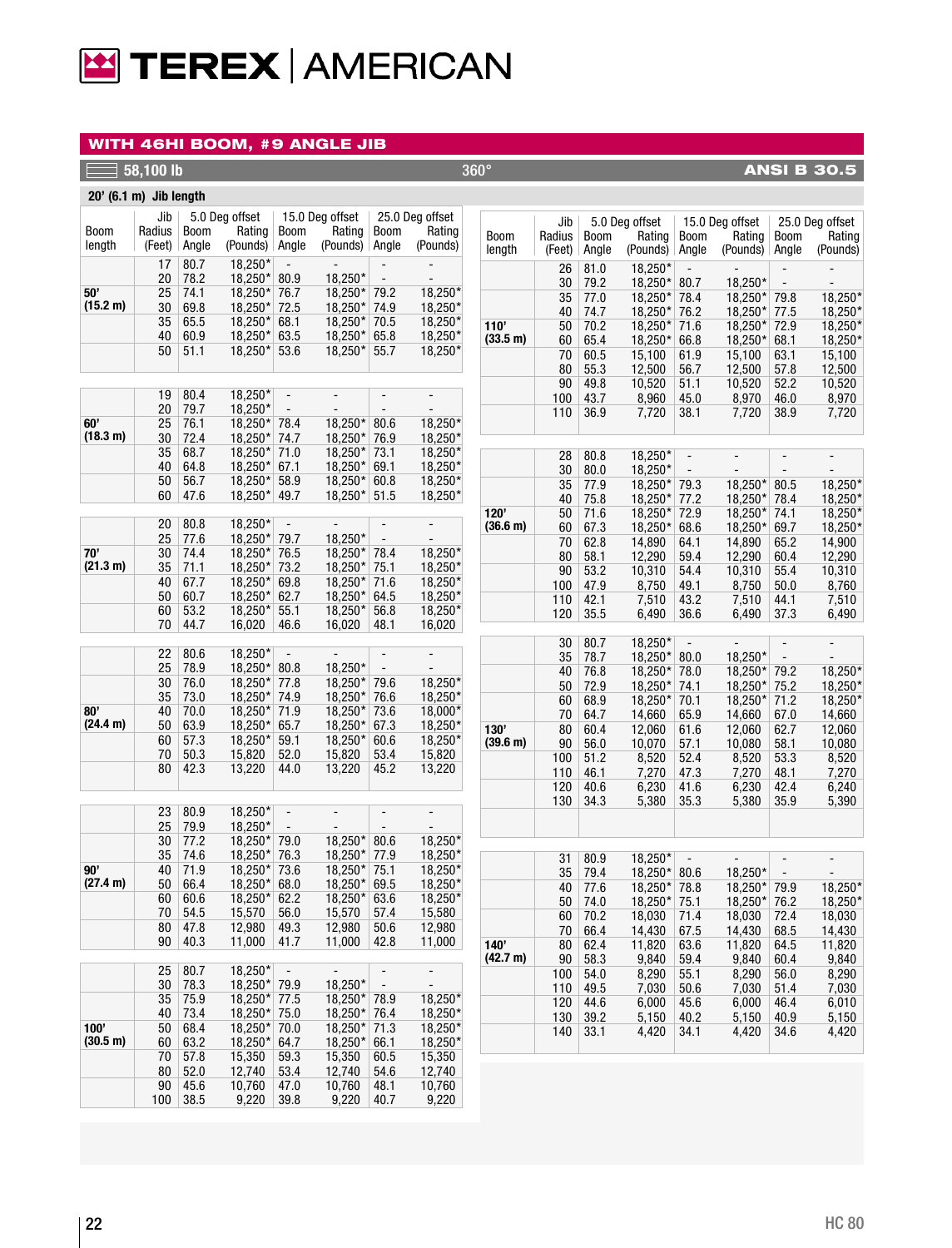# TEREX | AMERICAN

## WITH 46HI BOOM, #9 ANGLE JIB

58,100 lb | 360° | ANSI B 30.5

### 20' (6.1 m) Jib length

| Boom length | Jib Radius (Feet) | 5.0 Deg offset Boom Angle | 5.0 Deg offset Rating (Pounds) | 15.0 Deg offset Boom Angle | 15.0 Deg offset Rating (Pounds) | 25.0 Deg offset Boom Angle | 25.0 Deg offset Rating (Pounds) |
|---|---|---|---|---|---|---|---|
| 50' (15.2 m) | 17 | 80.7 | 18,250* | - | - | - | - |
| | 20 | 78.2 | 18,250* | 80.9 | 18,250* | - | - |
| | 25 | 74.1 | 18,250* | 76.7 | 18,250* | 79.2 | 18,250* |
| | 30 | 69.8 | 18,250* | 72.5 | 18,250* | 74.9 | 18,250* |
| | 35 | 65.5 | 18,250* | 68.1 | 18,250* | 70.5 | 18,250* |
| | 40 | 60.9 | 18,250* | 63.5 | 18,250* | 65.8 | 18,250* |
| | 50 | 51.1 | 18,250* | 53.6 | 18,250* | 55.7 | 18,250* |
| 60' (18.3 m) | 19 | 80.4 | 18,250* | - | - | - | - |
| | 20 | 79.7 | 18,250* | - | - | - | - |
| | 25 | 76.1 | 18,250* | 78.4 | 18,250* | 80.6 | 18,250* |
| | 30 | 72.4 | 18,250* | 74.7 | 18,250* | 76.9 | 18,250* |
| | 35 | 68.7 | 18,250* | 71.0 | 18,250* | 73.1 | 18,250* |
| | 40 | 64.8 | 18,250* | 67.1 | 18,250* | 69.1 | 18,250* |
| | 50 | 56.7 | 18,250* | 58.9 | 18,250* | 60.8 | 18,250* |
| | 60 | 47.6 | 18,250* | 49.7 | 18,250* | 51.5 | 18,250* |
| 70' (21.3 m) | 20 | 80.8 | 18,250* | - | - | - | - |
| | 25 | 77.6 | 18,250* | 79.7 | 18,250* | - | - |
| | 30 | 74.4 | 18,250* | 76.5 | 18,250* | 78.4 | 18,250* |
| | 35 | 71.1 | 18,250* | 73.2 | 18,250* | 75.1 | 18,250* |
| | 40 | 67.7 | 18,250* | 69.8 | 18,250* | 71.6 | 18,250* |
| | 50 | 60.7 | 18,250* | 62.7 | 18,250* | 64.5 | 18,250* |
| | 60 | 53.2 | 18,250* | 55.1 | 18,250* | 56.8 | 18,250* |
| | 70 | 44.7 | 16,020 | 46.6 | 16,020 | 48.1 | 16,020 |
| 80' (24.4 m) | 22 | 80.6 | 18,250* | - | - | - | - |
| | 25 | 78.9 | 18,250* | 80.8 | 18,250* | - | - |
| | 30 | 76.0 | 18,250* | 77.8 | 18,250* | 79.6 | 18,250* |
| | 35 | 73.0 | 18,250* | 74.9 | 18,250* | 76.6 | 18,250* |
| | 40 | 70.0 | 18,250* | 71.9 | 18,250* | 73.6 | 18,000* |
| | 50 | 63.9 | 18,250* | 65.7 | 18,250* | 67.3 | 18,250* |
| | 60 | 57.3 | 18,250* | 59.1 | 18,250* | 60.6 | 18,250* |
| | 70 | 50.3 | 15,820 | 52.0 | 15,820 | 53.4 | 15,820 |
| | 80 | 42.3 | 13,220 | 44.0 | 13,220 | 45.2 | 13,220 |
| 90' (27.4 m) | 23 | 80.9 | 18,250* | - | - | - | - |
| | 25 | 79.9 | 18,250* | - | - | - | - |
| | 30 | 77.2 | 18,250* | 79.0 | 18,250* | 80.6 | 18,250* |
| | 35 | 74.6 | 18,250* | 76.3 | 18,250* | 77.9 | 18,250* |
| | 40 | 71.9 | 18,250* | 73.6 | 18,250* | 75.1 | 18,250* |
| | 50 | 66.4 | 18,250* | 68.0 | 18,250* | 69.5 | 18,250* |
| | 60 | 60.6 | 18,250* | 62.2 | 18,250* | 63.6 | 18,250* |
| | 70 | 54.5 | 15,570 | 56.0 | 15,570 | 57.4 | 15,580 |
| | 80 | 47.8 | 12,980 | 49.3 | 12,980 | 50.6 | 12,980 |
| | 90 | 40.3 | 11,000 | 41.7 | 11,000 | 42.8 | 11,000 |
| 100' (30.5 m) | 25 | 80.7 | 18,250* | - | - | - | - |
| | 30 | 78.3 | 18,250* | 79.9 | 18,250* | - | - |
| | 35 | 75.9 | 18,250* | 77.5 | 18,250* | 78.9 | 18,250* |
| | 40 | 73.4 | 18,250* | 75.0 | 18,250* | 76.4 | 18,250* |
| | 50 | 68.4 | 18,250* | 70.0 | 18,250* | 71.3 | 18,250* |
| | 60 | 63.2 | 18,250* | 64.7 | 18,250* | 66.1 | 18,250* |
| | 70 | 57.8 | 15,350 | 59.3 | 15,350 | 60.5 | 15,350 |
| | 80 | 52.0 | 12,740 | 53.4 | 12,740 | 54.6 | 12,740 |
| | 90 | 45.6 | 10,760 | 47.0 | 10,760 | 48.1 | 10,760 |
| | 100 | 38.5 | 9,220 | 39.8 | 9,220 | 40.7 | 9,220 |
| 110' (33.5 m) | 26 | 81.0 | 18,250* | - | - | - | - |
| | 30 | 79.2 | 18,250* | 80.7 | 18,250* | - | - |
| | 35 | 77.0 | 18,250* | 78.4 | 18,250* | 79.8 | 18,250* |
| | 40 | 74.7 | 18,250* | 76.2 | 18,250* | 77.5 | 18,250* |
| | 50 | 70.2 | 18,250* | 71.6 | 18,250* | 72.9 | 18,250* |
| | 60 | 65.4 | 18,250* | 66.8 | 18,250* | 68.1 | 18,250* |
| | 70 | 60.5 | 15,100 | 61.9 | 15,100 | 63.1 | 15,100 |
| | 80 | 55.3 | 12,500 | 56.7 | 12,500 | 57.8 | 12,500 |
| | 90 | 49.8 | 10,520 | 51.1 | 10,520 | 52.2 | 10,520 |
| | 100 | 43.7 | 8,960 | 45.0 | 8,970 | 46.0 | 8,970 |
| | 110 | 36.9 | 7,720 | 38.1 | 7,720 | 38.9 | 7,720 |
| 120' (36.6 m) | 28 | 80.8 | 18,250* | - | - | - | - |
| | 30 | 80.0 | 18,250* | - | - | - | - |
| | 35 | 77.9 | 18,250* | 79.3 | 18,250* | 80.5 | 18,250* |
| | 40 | 75.8 | 18,250* | 77.2 | 18,250* | 78.4 | 18,250* |
| | 50 | 71.6 | 18,250* | 72.9 | 18,250* | 74.1 | 18,250* |
| | 60 | 67.3 | 18,250* | 68.6 | 18,250* | 69.7 | 18,250* |
| | 70 | 62.8 | 14,890 | 64.1 | 14,890 | 65.2 | 14,900 |
| | 80 | 58.1 | 12,290 | 59.4 | 12,290 | 60.4 | 12,290 |
| | 90 | 53.2 | 10,310 | 54.4 | 10,310 | 55.4 | 10,310 |
| | 100 | 47.9 | 8,750 | 49.1 | 8,750 | 50.0 | 8,760 |
| | 110 | 42.1 | 7,510 | 43.2 | 7,510 | 44.1 | 7,510 |
| | 120 | 35.5 | 6,490 | 36.6 | 6,490 | 37.3 | 6,490 |
| 130' (39.6 m) | 30 | 80.7 | 18,250* | - | - | - | - |
| | 35 | 78.7 | 18,250* | 80.0 | 18,250* | - | - |
| | 40 | 76.8 | 18,250* | 78.0 | 18,250* | 79.2 | 18,250* |
| | 50 | 72.9 | 18,250* | 74.1 | 18,250* | 75.2 | 18,250* |
| | 60 | 68.9 | 18,250* | 70.1 | 18,250* | 71.2 | 18,250* |
| | 70 | 64.7 | 14,660 | 65.9 | 14,660 | 67.0 | 14,660 |
| | 80 | 60.4 | 12,060 | 61.6 | 12,060 | 62.7 | 12,060 |
| | 90 | 56.0 | 10,070 | 57.1 | 10,080 | 58.1 | 10,080 |
| | 100 | 51.2 | 8,520 | 52.4 | 8,520 | 53.3 | 8,520 |
| | 110 | 46.1 | 7,270 | 47.3 | 7,270 | 48.1 | 7,270 |
| | 120 | 40.6 | 6,230 | 41.6 | 6,230 | 42.4 | 6,240 |
| | 130 | 34.3 | 5,380 | 35.3 | 5,380 | 35.9 | 5,390 |
| 140' (42.7 m) | 31 | 80.9 | 18,250* | - | - | - | - |
| | 35 | 79.4 | 18,250* | 80.6 | 18,250* | - | - |
| | 40 | 77.6 | 18,250* | 78.8 | 18,250* | 79.9 | 18,250* |
| | 50 | 74.0 | 18,250* | 75.1 | 18,250* | 76.2 | 18,250* |
| | 60 | 70.2 | 18,030 | 71.4 | 18,030 | 72.4 | 18,030 |
| | 70 | 66.4 | 14,430 | 67.5 | 14,430 | 68.5 | 14,430 |
| | 80 | 62.4 | 11,820 | 63.6 | 11,820 | 64.5 | 11,820 |
| | 90 | 58.3 | 9,840 | 59.4 | 9,840 | 60.4 | 9,840 |
| | 100 | 54.0 | 8,290 | 55.1 | 8,290 | 56.0 | 8,290 |
| | 110 | 49.5 | 7,030 | 50.6 | 7,030 | 51.4 | 7,030 |
| | 120 | 44.6 | 6,000 | 45.6 | 6,000 | 46.4 | 6,010 |
| | 130 | 39.2 | 5,150 | 40.2 | 5,150 | 40.9 | 5,150 |
| | 140 | 33.1 | 4,420 | 34.1 | 4,420 | 34.6 | 4,420 |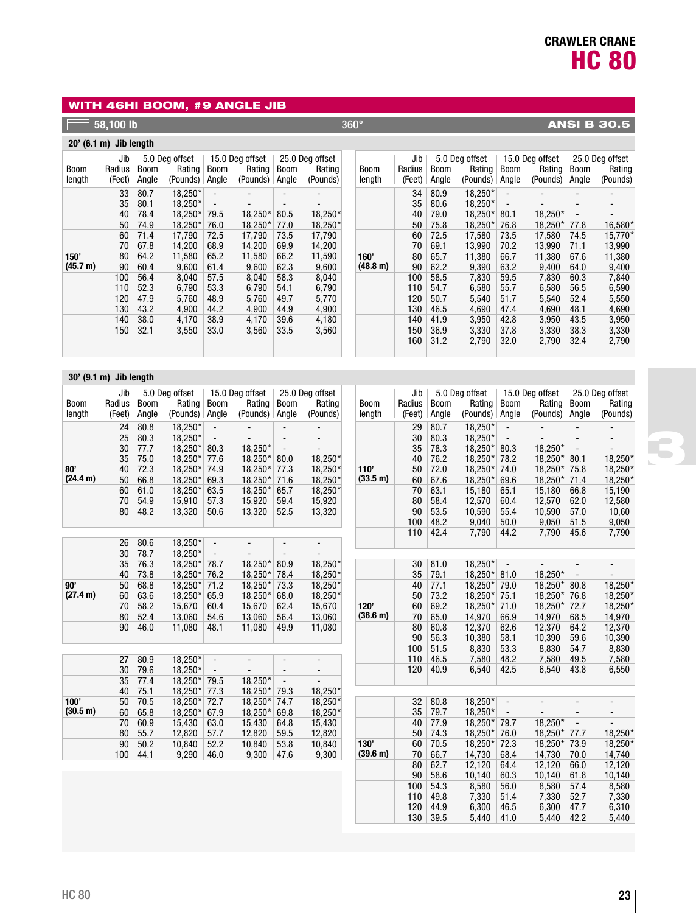# CRAWLER CRANE HC 80

## WITH 46HI BOOM, #9 ANGLE JIB

58,100 lb | 360° | ANSI B 30.5

### 20' (6.1 m) Jib length

| Boom length | Jib Radius (Feet) | 5.0 Deg offset Boom Angle | 5.0 Deg offset Rating (Pounds) | 15.0 Deg offset Boom Angle | 15.0 Deg offset Rating (Pounds) | 25.0 Deg offset Boom Angle | 25.0 Deg offset Rating (Pounds) |
|---|---|---|---|---|---|---|---|
| 150' (45.7 m) | 33 | 80.7 | 18,250* | - | - | - | - |
| | 35 | 80.1 | 18,250* | - | - | - | - |
| | 40 | 78.4 | 18,250* | 79.5 | 18,250* | 80.5 | 18,250* |
| | 50 | 74.9 | 18,250* | 76.0 | 18,250* | 77.0 | 18,250* |
| | 60 | 71.4 | 17,790 | 72.5 | 17,790 | 73.5 | 17,790 |
| | 70 | 67.8 | 14,200 | 68.9 | 14,200 | 69.9 | 14,200 |
| | 80 | 64.2 | 11,580 | 65.2 | 11,580 | 66.2 | 11,590 |
| | 90 | 60.4 | 9,600 | 61.4 | 9,600 | 62.3 | 9,600 |
| | 100 | 56.4 | 8,040 | 57.5 | 8,040 | 58.3 | 8,040 |
| | 110 | 52.3 | 6,790 | 53.3 | 6,790 | 54.1 | 6,790 |
| | 120 | 47.9 | 5,760 | 48.9 | 5,760 | 49.7 | 5,770 |
| | 130 | 43.2 | 4,900 | 44.2 | 4,900 | 44.9 | 4,900 |
| | 140 | 38.0 | 4,170 | 38.9 | 4,170 | 39.6 | 4,180 |
| | 150 | 32.1 | 3,550 | 33.0 | 3,560 | 33.5 | 3,560 |
| 160' (48.8 m) | 34 | 80.9 | 18,250* | - | - | - | - |
| | 35 | 80.6 | 18,250* | - | - | - | - |
| | 40 | 79.0 | 18,250* | 80.1 | 18,250* | - | - |
| | 50 | 75.8 | 18,250* | 76.8 | 18,250* | 77.8 | 16,580* |
| | 60 | 72.5 | 17,580 | 73.5 | 17,580 | 74.5 | 15,770* |
| | 70 | 69.1 | 13,990 | 70.2 | 13,990 | 71.1 | 13,990 |
| | 80 | 65.7 | 11,380 | 66.7 | 11,380 | 67.6 | 11,380 |
| | 90 | 62.2 | 9,390 | 63.2 | 9,400 | 64.0 | 9,400 |
| | 100 | 58.5 | 7,830 | 59.5 | 7,830 | 60.3 | 7,840 |
| | 110 | 54.7 | 6,580 | 55.7 | 6,580 | 56.5 | 6,590 |
| | 120 | 50.7 | 5,540 | 51.7 | 5,540 | 52.4 | 5,550 |
| | 130 | 46.5 | 4,690 | 47.4 | 4,690 | 48.1 | 4,690 |
| | 140 | 41.9 | 3,950 | 42.8 | 3,950 | 43.5 | 3,950 |
| | 150 | 36.9 | 3,330 | 37.8 | 3,330 | 38.3 | 3,330 |
| | 160 | 31.2 | 2,790 | 32.0 | 2,790 | 32.4 | 2,790 |

### 30' (9.1 m) Jib length

| Boom length | Jib Radius (Feet) | 5.0 Deg offset Boom Angle | 5.0 Deg offset Rating (Pounds) | 15.0 Deg offset Boom Angle | 15.0 Deg offset Rating (Pounds) | 25.0 Deg offset Boom Angle | 25.0 Deg offset Rating (Pounds) |
|---|---|---|---|---|---|---|---|
| 80' (24.4 m) | 24 | 80.8 | 18,250* | - | - | - | - |
| | 25 | 80.3 | 18,250* | - | - | - | - |
| | 30 | 77.7 | 18,250* | 80.3 | 18,250* | - | - |
| | 35 | 75.0 | 18,250* | 77.6 | 18,250* | 80.0 | 18,250* |
| | 40 | 72.3 | 18,250* | 74.9 | 18,250* | 77.3 | 18,250* |
| | 50 | 66.8 | 18,250* | 69.3 | 18,250* | 71.6 | 18,250* |
| | 60 | 61.0 | 18,250* | 63.5 | 18,250* | 65.7 | 18,250* |
| | 70 | 54.9 | 15,910 | 57.3 | 15,920 | 59.4 | 15,920 |
| | 80 | 48.2 | 13,320 | 50.6 | 13,320 | 52.5 | 13,320 |
| 90' (27.4 m) | 26 | 80.6 | 18,250* | - | - | - | - |
| | 30 | 78.7 | 18,250* | - | - | - | - |
| | 35 | 76.3 | 18,250* | 78.7 | 18,250* | 80.9 | 18,250* |
| | 40 | 73.8 | 18,250* | 76.2 | 18,250* | 78.4 | 18,250* |
| | 50 | 68.8 | 18,250* | 71.2 | 18,250* | 73.3 | 18,250* |
| | 60 | 63.6 | 18,250* | 65.9 | 18,250* | 68.0 | 18,250* |
| | 70 | 58.2 | 15,670 | 60.4 | 15,670 | 62.4 | 15,670 |
| | 80 | 52.4 | 13,060 | 54.6 | 13,060 | 56.4 | 13,060 |
| | 90 | 46.0 | 11,080 | 48.1 | 11,080 | 49.9 | 11,080 |
| 100' (30.5 m) | 27 | 80.9 | 18,250* | - | - | - | - |
| | 30 | 79.6 | 18,250* | - | - | - | - |
| | 35 | 77.4 | 18,250* | 79.5 | 18,250* | - | - |
| | 40 | 75.1 | 18,250* | 77.3 | 18,250* | 79.3 | 18,250* |
| | 50 | 70.5 | 18,250* | 72.7 | 18,250* | 74.7 | 18,250* |
| | 60 | 65.8 | 18,250* | 67.9 | 18,250* | 69.8 | 18,250* |
| | 70 | 60.9 | 15,430 | 63.0 | 15,430 | 64.8 | 15,430 |
| | 80 | 55.7 | 12,820 | 57.7 | 12,820 | 59.5 | 12,820 |
| | 90 | 50.2 | 10,840 | 52.2 | 10,840 | 53.8 | 10,840 |
| | 100 | 44.1 | 9,290 | 46.0 | 9,300 | 47.6 | 9,300 |
| 110' (33.5 m) | 29 | 80.7 | 18,250* | - | - | - | - |
| | 30 | 80.3 | 18,250* | - | - | - | - |
| | 35 | 78.3 | 18,250* | 80.3 | 18,250* | - | - |
| | 40 | 76.2 | 18,250* | 78.2 | 18,250* | 80.1 | 18,250* |
| | 50 | 72.0 | 18,250* | 74.0 | 18,250* | 75.8 | 18,250* |
| | 60 | 67.6 | 18,250* | 69.6 | 18,250* | 71.4 | 18,250* |
| | 70 | 63.1 | 15,180 | 65.1 | 15,180 | 66.8 | 15,190 |
| | 80 | 58.4 | 12,570 | 60.4 | 12,570 | 62.0 | 12,580 |
| | 90 | 53.5 | 10,590 | 55.4 | 10,590 | 57.0 | 10,60 |
| | 100 | 48.2 | 9,040 | 50.0 | 9,050 | 51.5 | 9,050 |
| | 110 | 42.4 | 7,790 | 44.2 | 7,790 | 45.6 | 7,790 |
| 120' (36.6 m) | 30 | 81.0 | 18,250* | - | - | - | - |
| | 35 | 79.1 | 18,250* | 81.0 | 18,250* | - | - |
| | 40 | 77.1 | 18,250* | 79.0 | 18,250* | 80.8 | 18,250* |
| | 50 | 73.2 | 18,250* | 75.1 | 18,250* | 76.8 | 18,250* |
| | 60 | 69.2 | 18,250* | 71.0 | 18,250* | 72.7 | 18,250* |
| | 70 | 65.0 | 14,970 | 66.9 | 14,970 | 68.5 | 14,970 |
| | 80 | 60.8 | 12,370 | 62.6 | 12,370 | 64.2 | 12,370 |
| | 90 | 56.3 | 10,380 | 58.1 | 10,390 | 59.6 | 10,390 |
| | 100 | 51.5 | 8,830 | 53.3 | 8,830 | 54.7 | 8,830 |
| | 110 | 46.5 | 7,580 | 48.2 | 7,580 | 49.5 | 7,580 |
| | 120 | 40.9 | 6,540 | 42.5 | 6,540 | 43.8 | 6,550 |
| 130' (39.6 m) | 32 | 80.8 | 18,250* | - | - | - | - |
| | 35 | 79.7 | 18,250* | - | - | - | - |
| | 40 | 77.9 | 18,250* | 79.7 | 18,250* | - | - |
| | 50 | 74.3 | 18,250* | 76.0 | 18,250* | 77.7 | 18,250* |
| | 60 | 70.5 | 18,250* | 72.3 | 18,250* | 73.9 | 18,250* |
| | 70 | 66.7 | 14,730 | 68.4 | 14,730 | 70.0 | 14,740 |
| | 80 | 62.7 | 12,120 | 64.4 | 12,120 | 66.0 | 12,120 |
| | 90 | 58.6 | 10,140 | 60.3 | 10,140 | 61.8 | 10,140 |
| | 100 | 54.3 | 8,580 | 56.0 | 8,580 | 57.4 | 8,580 |
| | 110 | 49.8 | 7,330 | 51.4 | 7,330 | 52.7 | 7,330 |
| | 120 | 44.9 | 6,300 | 46.5 | 6,300 | 47.7 | 6,310 |
| | 130 | 39.5 | 5,440 | 41.0 | 5,440 | 42.2 | 5,440 |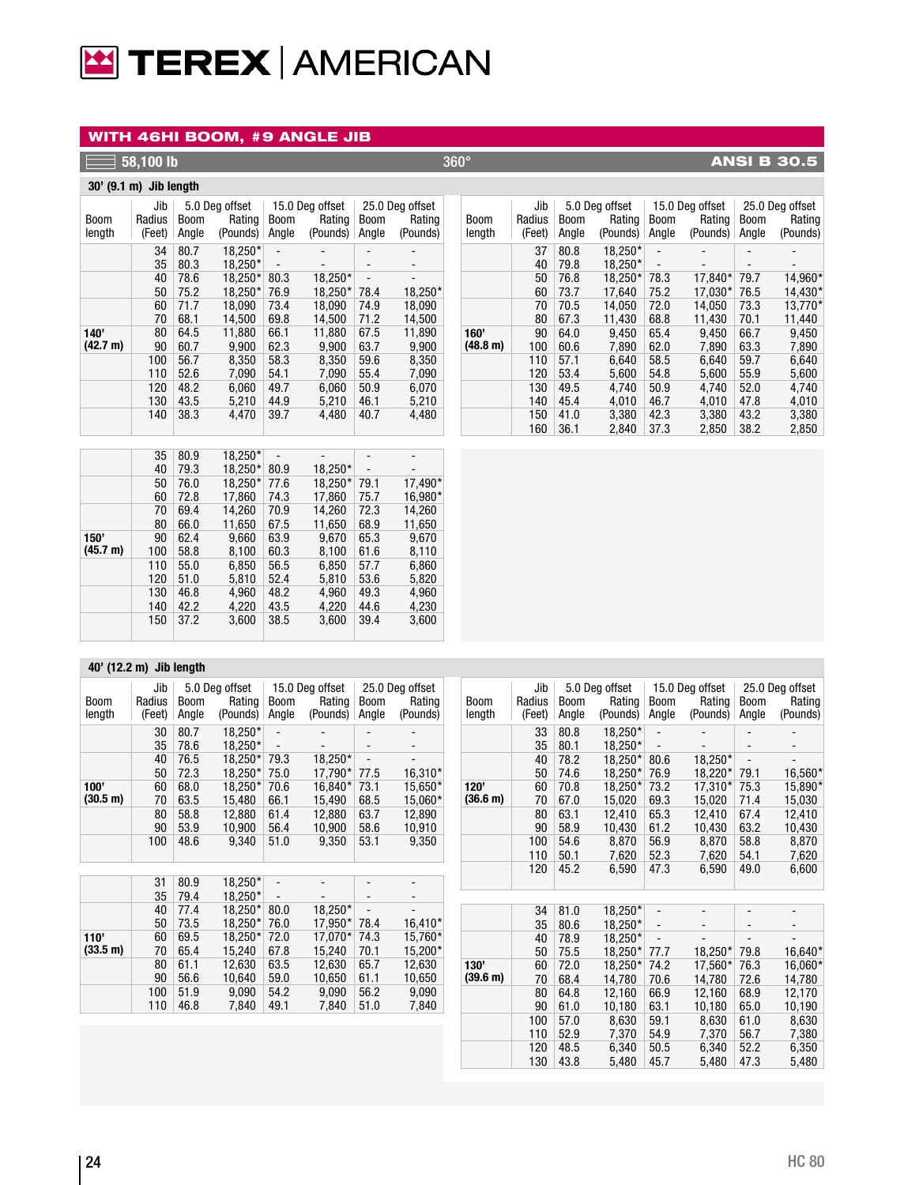## WITH 46HI BOOM, #9 ANGLE JIB

58,100 lb | 360° | ANSI B 30.5

### 30' (9.1 m) Jib length

| Boom length | Jib Radius (Feet) | 5.0 Deg offset Boom Angle | 5.0 Deg offset Rating (Pounds) | 15.0 Deg offset Boom Angle | 15.0 Deg offset Rating (Pounds) | 25.0 Deg offset Boom Angle | 25.0 Deg offset Rating (Pounds) |
|---|---|---|---|---|---|---|---|
| 140' (42.7 m) | 34 | 80.7 | 18,250* | - | - | - | - |
| | 35 | 80.3 | 18,250* | - | - | - | - |
| | 40 | 78.6 | 18,250* | 80.3 | 18,250* | - | - |
| | 50 | 75.2 | 18,250* | 76.9 | 18,250* | 78.4 | 18,250* |
| | 60 | 71.7 | 18,090 | 73.4 | 18,090 | 74.9 | 18,090 |
| | 70 | 68.1 | 14,500 | 69.8 | 14,500 | 71.2 | 14,500 |
| | 80 | 64.5 | 11,880 | 66.1 | 11,880 | 67.5 | 11,890 |
| | 90 | 60.7 | 9,900 | 62.3 | 9,900 | 63.7 | 9,900 |
| | 100 | 56.7 | 8,350 | 58.3 | 8,350 | 59.6 | 8,350 |
| | 110 | 52.6 | 7,090 | 54.1 | 7,090 | 55.4 | 7,090 |
| | 120 | 48.2 | 6,060 | 49.7 | 6,060 | 50.9 | 6,070 |
| | 130 | 43.5 | 5,210 | 44.9 | 5,210 | 46.1 | 5,210 |
| | 140 | 38.3 | 4,470 | 39.7 | 4,480 | 40.7 | 4,480 |
| 150' (45.7 m) | 35 | 80.9 | 18,250* | - | - | - | - |
| | 40 | 79.3 | 18,250* | 80.9 | 18,250* | - | - |
| | 50 | 76.0 | 18,250* | 77.6 | 18,250* | 79.1 | 17,490* |
| | 60 | 72.8 | 17,860 | 74.3 | 17,860 | 75.7 | 16,980* |
| | 70 | 69.4 | 14,260 | 70.9 | 14,260 | 72.3 | 14,260 |
| | 80 | 66.0 | 11,650 | 67.5 | 11,650 | 68.9 | 11,650 |
| | 90 | 62.4 | 9,660 | 63.9 | 9,670 | 65.3 | 9,670 |
| | 100 | 58.8 | 8,100 | 60.3 | 8,100 | 61.6 | 8,110 |
| | 110 | 55.0 | 6,850 | 56.5 | 6,850 | 57.7 | 6,860 |
| | 120 | 51.0 | 5,810 | 52.4 | 5,810 | 53.6 | 5,820 |
| | 130 | 46.8 | 4,960 | 48.2 | 4,960 | 49.3 | 4,960 |
| | 140 | 42.2 | 4,220 | 43.5 | 4,220 | 44.6 | 4,230 |
| | 150 | 37.2 | 3,600 | 38.5 | 3,600 | 39.4 | 3,600 |
| 160' (48.8 m) | 37 | 80.8 | 18,250* | - | - | - | - |
| | 40 | 79.8 | 18,250* | - | - | - | - |
| | 50 | 76.8 | 18,250* | 78.3 | 17,840* | 79.7 | 14,960* |
| | 60 | 73.7 | 17,640 | 75.2 | 17,030* | 76.5 | 14,430* |
| | 70 | 70.5 | 14,050 | 72.0 | 14,050 | 73.3 | 13,770* |
| | 80 | 67.3 | 11,430 | 68.8 | 11,430 | 70.1 | 11,440 |
| | 90 | 64.0 | 9,450 | 65.4 | 9,450 | 66.7 | 9,450 |
| | 100 | 60.6 | 7,890 | 62.0 | 7,890 | 63.3 | 7,890 |
| | 110 | 57.1 | 6,640 | 58.5 | 6,640 | 59.7 | 6,640 |
| | 120 | 53.4 | 5,600 | 54.8 | 5,600 | 55.9 | 5,600 |
| | 130 | 49.5 | 4,740 | 50.9 | 4,740 | 52.0 | 4,740 |
| | 140 | 45.4 | 4,010 | 46.7 | 4,010 | 47.8 | 4,010 |
| | 150 | 41.0 | 3,380 | 42.3 | 3,380 | 43.2 | 3,380 |
| | 160 | 36.1 | 2,840 | 37.3 | 2,850 | 38.2 | 2,850 |

### 40' (12.2 m) Jib length

| Boom length | Jib Radius (Feet) | 5.0 Deg offset Boom Angle | 5.0 Deg offset Rating (Pounds) | 15.0 Deg offset Boom Angle | 15.0 Deg offset Rating (Pounds) | 25.0 Deg offset Boom Angle | 25.0 Deg offset Rating (Pounds) |
|---|---|---|---|---|---|---|---|
| 100' (30.5 m) | 30 | 80.7 | 18,250* | - | - | - | - |
| | 35 | 78.6 | 18,250* | - | - | - | - |
| | 40 | 76.5 | 18,250* | 79.3 | 18,250* | - | - |
| | 50 | 72.3 | 18,250* | 75.0 | 17,790* | 77.5 | 16,310* |
| | 60 | 68.0 | 18,250* | 70.6 | 16,840* | 73.1 | 15,650* |
| | 70 | 63.5 | 15,480 | 66.1 | 15,490 | 68.5 | 15,060* |
| | 80 | 58.8 | 12,880 | 61.4 | 12,880 | 63.7 | 12,890 |
| | 90 | 53.9 | 10,900 | 56.4 | 10,900 | 58.6 | 10,910 |
| | 100 | 48.6 | 9,340 | 51.0 | 9,350 | 53.1 | 9,350 |
| 110' (33.5 m) | 31 | 80.9 | 18,250* | - | - | - | - |
| | 35 | 79.4 | 18,250* | - | - | - | - |
| | 40 | 77.4 | 18,250* | 80.0 | 18,250* | - | - |
| | 50 | 73.5 | 18,250* | 76.0 | 17,950* | 78.4 | 16,410* |
| | 60 | 69.5 | 18,250* | 72.0 | 17,070* | 74.3 | 15,760* |
| | 70 | 65.4 | 15,240 | 67.8 | 15,240 | 70.1 | 15,200* |
| | 80 | 61.1 | 12,630 | 63.5 | 12,630 | 65.7 | 12,630 |
| | 90 | 56.6 | 10,640 | 59.0 | 10,650 | 61.1 | 10,650 |
| | 100 | 51.9 | 9,090 | 54.2 | 9,090 | 56.2 | 9,090 |
| | 110 | 46.8 | 7,840 | 49.1 | 7,840 | 51.0 | 7,840 |
| 120' (36.6 m) | 33 | 80.8 | 18,250* | - | - | - | - |
| | 35 | 80.1 | 18,250* | - | - | - | - |
| | 40 | 78.2 | 18,250* | 80.6 | 18,250* | - | - |
| | 50 | 74.6 | 18,250* | 76.9 | 18,220* | 79.1 | 16,560* |
| | 60 | 70.8 | 18,250* | 73.2 | 17,310* | 75.3 | 15,890* |
| | 70 | 67.0 | 15,020 | 69.3 | 15,020 | 71.4 | 15,030 |
| | 80 | 63.1 | 12,410 | 65.3 | 12,410 | 67.4 | 12,410 |
| | 90 | 58.9 | 10,430 | 61.2 | 10,430 | 63.2 | 10,430 |
| | 100 | 54.6 | 8,870 | 56.9 | 8,870 | 58.8 | 8,870 |
| | 110 | 50.1 | 7,620 | 52.3 | 7,620 | 54.1 | 7,620 |
| | 120 | 45.2 | 6,590 | 47.3 | 6,590 | 49.0 | 6,600 |
| 130' (39.6 m) | 34 | 81.0 | 18,250* | - | - | - | - |
| | 35 | 80.6 | 18,250* | - | - | - | - |
| | 40 | 78.9 | 18,250* | - | - | - | - |
| | 50 | 75.5 | 18,250* | 77.7 | 18,250* | 79.8 | 16,640* |
| | 60 | 72.0 | 18,250* | 74.2 | 17,560* | 76.3 | 16,060* |
| | 70 | 68.4 | 14,780 | 70.6 | 14,780 | 72.6 | 14,780 |
| | 80 | 64.8 | 12,160 | 66.9 | 12,160 | 68.9 | 12,170 |
| | 90 | 61.0 | 10,180 | 63.1 | 10,180 | 65.0 | 10,190 |
| | 100 | 57.0 | 8,630 | 59.1 | 8,630 | 61.0 | 8,630 |
| | 110 | 52.9 | 7,370 | 54.9 | 7,370 | 56.7 | 7,380 |
| | 120 | 48.5 | 6,340 | 50.5 | 6,340 | 52.2 | 6,350 |
| | 130 | 43.8 | 5,480 | 45.7 | 5,480 | 47.3 | 5,480 |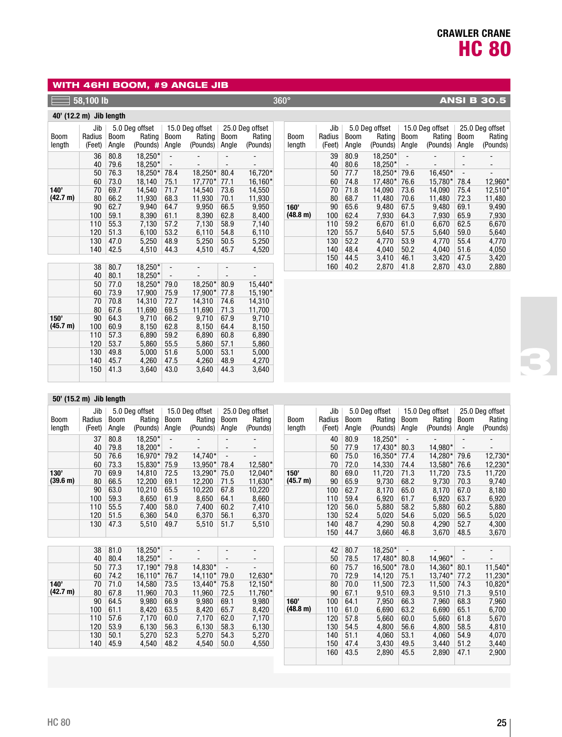# CRAWLER CRANE
# HC 80

## WITH 46HI BOOM, #9 ANGLE JIB

58,100 lb | 360° | ANSI B 30.5

### 40' (12.2 m) Jib length

| Boom length | Jib Radius (Feet) | 5.0 Deg offset Boom Angle | 5.0 Deg offset Rating (Pounds) | 15.0 Deg offset Boom Angle | 15.0 Deg offset Rating (Pounds) | 25.0 Deg offset Boom Angle | 25.0 Deg offset Rating (Pounds) |
|---|---|---|---|---|---|---|---|
| 140' (42.7 m) | 36 | 80.8 | 18,250* | - | - | - | - |
| | 40 | 79.6 | 18,250* | - | - | - | - |
| | 50 | 76.3 | 18,250* | 78.4 | 18,250* | 80.4 | 16,720* |
| | 60 | 73.0 | 18,140 | 75.1 | 17,770* | 77.1 | 16,160* |
| | 70 | 69.7 | 14,540 | 71.7 | 14,540 | 73.6 | 14,550 |
| | 80 | 66.2 | 11,930 | 68.3 | 11,930 | 70.1 | 11,930 |
| | 90 | 62.7 | 9,940 | 64.7 | 9,950 | 66.5 | 9,950 |
| | 100 | 59.1 | 8,390 | 61.1 | 8,390 | 62.8 | 8,400 |
| | 110 | 55.3 | 7,130 | 57.2 | 7,130 | 58.9 | 7,140 |
| | 120 | 51.3 | 6,100 | 53.2 | 6,110 | 54.8 | 6,110 |
| | 130 | 47.0 | 5,250 | 48.9 | 5,250 | 50.5 | 5,250 |
| | 140 | 42.5 | 4,510 | 44.3 | 4,510 | 45.7 | 4,520 |
| 150' (45.7 m) | 38 | 80.7 | 18,250* | - | - | - | - |
| | 40 | 80.1 | 18,250* | - | - | - | - |
| | 50 | 77.0 | 18,250* | 79.0 | 18,250* | 80.9 | 15,440* |
| | 60 | 73.9 | 17,900 | 75.9 | 17,900* | 77.8 | 15,190* |
| | 70 | 70.8 | 14,310 | 72.7 | 14,310 | 74.6 | 14,310 |
| | 80 | 67.6 | 11,690 | 69.5 | 11,690 | 71.3 | 11,700 |
| | 90 | 64.3 | 9,710 | 66.2 | 9,710 | 67.9 | 9,710 |
| | 100 | 60.9 | 8,150 | 62.8 | 8,150 | 64.4 | 8,150 |
| | 110 | 57.3 | 6,890 | 59.2 | 6,890 | 60.8 | 6,890 |
| | 120 | 53.7 | 5,860 | 55.5 | 5,860 | 57.1 | 5,860 |
| | 130 | 49.8 | 5,000 | 51.6 | 5,000 | 53.1 | 5,000 |
| | 140 | 45.7 | 4,260 | 47.5 | 4,260 | 48.9 | 4,270 |
| | 150 | 41.3 | 3,640 | 43.0 | 3,640 | 44.3 | 3,640 |
| 160' (48.8 m) | 39 | 80.9 | 18,250* | - | - | - | - |
| | 40 | 80.6 | 18,250* | - | - | - | - |
| | 50 | 77.7 | 18,250* | 79.6 | 16,450* | - | - |
| | 60 | 74.8 | 17,480* | 76.6 | 15,780* | 78.4 | 12,960* |
| | 70 | 71.8 | 14,090 | 73.6 | 14,090 | 75.4 | 12,510* |
| | 80 | 68.7 | 11,480 | 70.6 | 11,480 | 72.3 | 11,480 |
| | 90 | 65.6 | 9,480 | 67.5 | 9,480 | 69.1 | 9,490 |
| | 100 | 62.4 | 7,930 | 64.3 | 7,930 | 65.9 | 7,930 |
| | 110 | 59.2 | 6,670 | 61.0 | 6,670 | 62.5 | 6,670 |
| | 120 | 55.7 | 5,640 | 57.5 | 5,640 | 59.0 | 5,640 |
| | 130 | 52.2 | 4,770 | 53.9 | 4,770 | 55.4 | 4,770 |
| | 140 | 48.4 | 4,040 | 50.2 | 4,040 | 51.6 | 4,050 |
| | 150 | 44.5 | 3,410 | 46.1 | 3,420 | 47.5 | 3,420 |
| | 160 | 40.2 | 2,870 | 41.8 | 2,870 | 43.0 | 2,880 |

### 50' (15.2 m) Jib length

| Boom length | Jib Radius (Feet) | 5.0 Deg offset Boom Angle | 5.0 Deg offset Rating (Pounds) | 15.0 Deg offset Boom Angle | 15.0 Deg offset Rating (Pounds) | 25.0 Deg offset Boom Angle | 25.0 Deg offset Rating (Pounds) |
|---|---|---|---|---|---|---|---|
| 130' (39.6 m) | 37 | 80.8 | 18,250* | - | - | - | - |
| | 40 | 79.8 | 18,200* | - | - | - | - |
| | 50 | 76.6 | 16,970* | 79.2 | 14,740* | - | - |
| | 60 | 73.3 | 15,830* | 75.9 | 13,950* | 78.4 | 12,580* |
| | 70 | 69.9 | 14,810 | 72.5 | 13,290* | 75.0 | 12,040* |
| | 80 | 66.5 | 12,200 | 69.1 | 12,200 | 71.5 | 11,630* |
| | 90 | 63.0 | 10,210 | 65.5 | 10,220 | 67.8 | 10,220 |
| | 100 | 59.3 | 8,650 | 61.9 | 8,650 | 64.1 | 8,660 |
| | 110 | 55.5 | 7,400 | 58.0 | 7,400 | 60.2 | 7,410 |
| | 120 | 51.5 | 6,360 | 54.0 | 6,370 | 56.1 | 6,370 |
| | 130 | 47.3 | 5,510 | 49.7 | 5,510 | 51.7 | 5,510 |
| 140' (42.7 m) | 38 | 81.0 | 18,250* | - | - | - | - |
| | 40 | 80.4 | 18,250* | - | - | - | - |
| | 50 | 77.3 | 17,190* | 79.8 | 14,830* | - | - |
| | 60 | 74.2 | 16,110* | 76.7 | 14,110* | 79.0 | 12,630* |
| | 70 | 71.0 | 14,580 | 73.5 | 13,440* | 75.8 | 12,150* |
| | 80 | 67.8 | 11,960 | 70.3 | 11,960 | 72.5 | 11,760* |
| | 90 | 64.5 | 9,980 | 66.9 | 9,980 | 69.1 | 9,980 |
| | 100 | 61.1 | 8,420 | 63.5 | 8,420 | 65.7 | 8,420 |
| | 110 | 57.6 | 7,170 | 60.0 | 7,170 | 62.0 | 7,170 |
| | 120 | 53.9 | 6,130 | 56.3 | 6,130 | 58.3 | 6,130 |
| | 130 | 50.1 | 5,270 | 52.3 | 5,270 | 54.3 | 5,270 |
| | 140 | 45.9 | 4,540 | 48.2 | 4,540 | 50.0 | 4,550 |
| 150' (45.7 m) | 40 | 80.9 | 18,250* | - | - | - | - |
| | 50 | 77.9 | 17,430* | 80.3 | 14,980* | - | - |
| | 60 | 75.0 | 16,350* | 77.4 | 14,280* | 79.6 | 12,730* |
| | 70 | 72.0 | 14,330 | 74.4 | 13,580* | 76.6 | 12,230* |
| | 80 | 69.0 | 11,720 | 71.3 | 11,720 | 73.5 | 11,720 |
| | 90 | 65.9 | 9,730 | 68.2 | 9,730 | 70.3 | 9,740 |
| | 100 | 62.7 | 8,170 | 65.0 | 8,170 | 67.0 | 8,180 |
| | 110 | 59.4 | 6,920 | 61.7 | 6,920 | 63.7 | 6,920 |
| | 120 | 56.0 | 5,880 | 58.2 | 5,880 | 60.2 | 5,880 |
| | 130 | 52.4 | 5,020 | 54.6 | 5,020 | 56.5 | 5,020 |
| | 140 | 48.7 | 4,290 | 50.8 | 4,290 | 52.7 | 4,300 |
| | 150 | 44.7 | 3,660 | 46.8 | 3,670 | 48.5 | 3,670 |
| 160' (48.8 m) | 42 | 80.7 | 18,250* | - | - | - | - |
| | 50 | 78.5 | 17,480* | 80.8 | 14,960* | - | - |
| | 60 | 75.7 | 16,500* | 78.0 | 14,360* | 80.1 | 11,540* |
| | 70 | 72.9 | 14,120 | 75.1 | 13,740* | 77.2 | 11,230* |
| | 80 | 70.0 | 11,500 | 72.3 | 11,500 | 74.3 | 10,820* |
| | 90 | 67.1 | 9,510 | 69.3 | 9,510 | 71.3 | 9,510 |
| | 100 | 64.1 | 7,950 | 66.3 | 7,960 | 68.3 | 7,960 |
| | 110 | 61.0 | 6,690 | 63.2 | 6,690 | 65.1 | 6,700 |
| | 120 | 57.8 | 5,660 | 60.0 | 5,660 | 61.8 | 5,670 |
| | 130 | 54.5 | 4,800 | 56.6 | 4,800 | 58.5 | 4,810 |
| | 140 | 51.1 | 4,060 | 53.1 | 4,060 | 54.9 | 4,070 |
| | 150 | 47.4 | 3,430 | 49.5 | 3,440 | 51.2 | 3,440 |
| | 160 | 43.5 | 2,890 | 45.5 | 2,890 | 47.1 | 2,900 |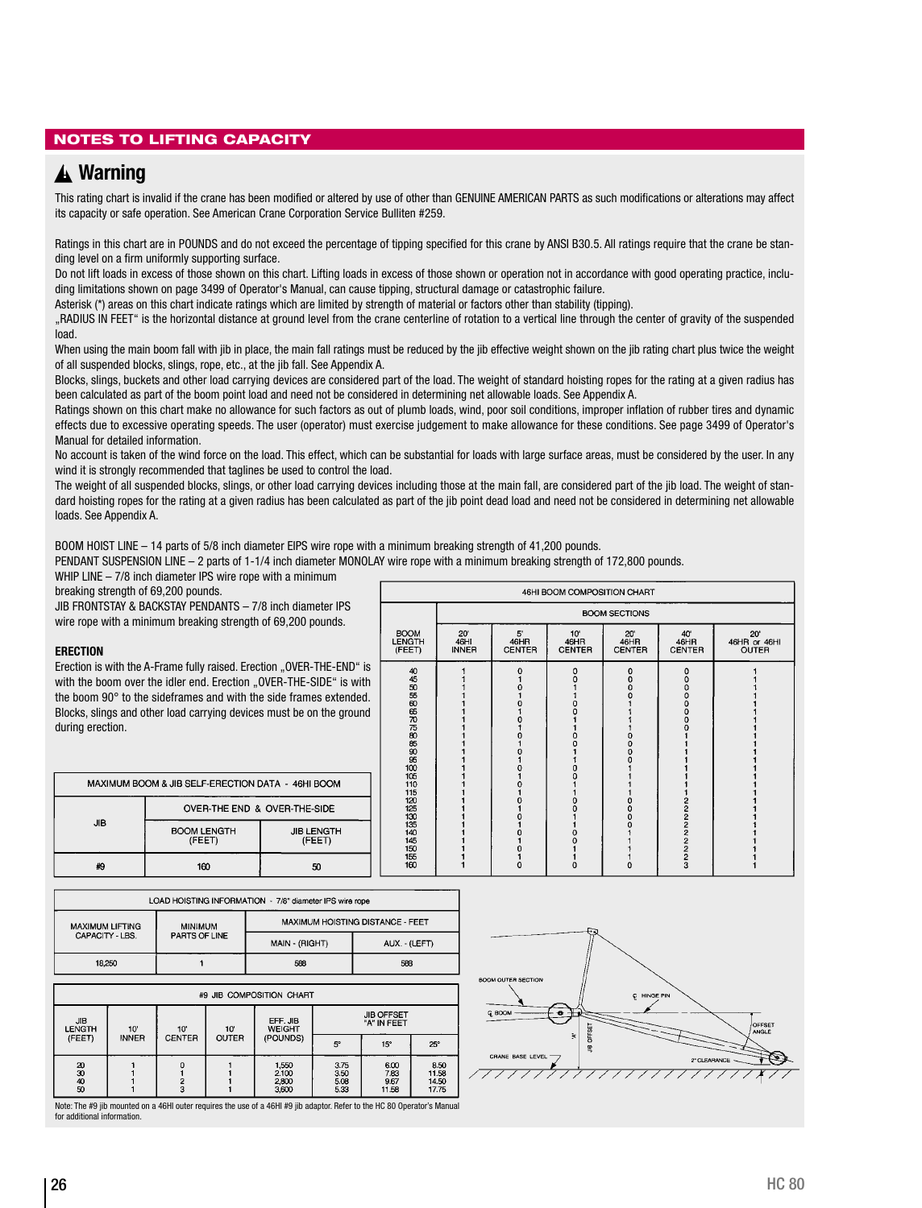## NOTES TO LIFTING CAPACITY

# ⚠ Warning

This rating chart is invalid if the crane has been modified or altered by use of other than GENUINE AMERICAN PARTS as such modifications or alterations may affect its capacity or safe operation. See American Crane Corporation Service Bulleten #259.

Ratings in this chart are in POUNDS and do not exceed the percentage of tipping specified for this crane by ANSI B30.5. All ratings require that the crane be standing level on a firm uniformly supporting surface.

Do not lift loads in excess of those shown on this chart. Lifting loads in excess of those shown or operation not in accordance with good operating practice, including limitations shown on page 3499 of Operator's Manual, can cause tipping, structural damage or catastrophic failure.

Asterisk (*) areas on this chart indicate ratings which are limited by strength of material or factors other than stability (tipping).

„RADIUS IN FEET" is the horizontal distance at ground level from the crane centerline of rotation to a vertical line through the center of gravity of the suspended load.

When using the main boom fall with jib in place, the main fall ratings must be reduced by the jib effective weight shown on the jib rating chart plus twice the weight of all suspended blocks, slings, rope, etc., at the jib fall. See Appendix A.

Blocks, slings, buckets and other load carrying devices are considered part of the load. The weight of standard hoisting ropes for the rating at a given radius has been calculated as part of the boom point load and need not be considered in determining net allowable loads. See Appendix A.

Ratings shown on this chart make no allowance for such factors as out of plumb loads, wind, poor soil conditions, improper inflation of rubber tires and dynamic effects due to excessive operating speeds. The user (operator) must exercise judgement to make allowance for these conditions. See page 3499 of Operator's Manual for detailed information.

No account is taken of the wind force on the load. This effect, which can be substantial for loads with large surface areas, must be considered by the user. In any wind it is strongly recommended that taglines be used to control the load.

The weight of all suspended blocks, slings, or other load carrying devices including those at the main fall, are considered part of the jib load. The weight of standard hoisting ropes for the rating at a given radius has been calculated as part of the jib point dead load and need not be considered in determining net allowable loads. See Appendix A.

BOOM HOIST LINE – 14 parts of 5/8 inch diameter EIPS wire rope with a minimum breaking strength of 41,200 pounds.

PENDANT SUSPENSION LINE – 2 parts of 1-1/4 inch diameter MONOLAY wire rope with a minimum breaking strength of 172,800 pounds.

WHIP LINE – 7/8 inch diameter IPS wire rope with a minimum breaking strength of 69,200 pounds.

JIB FRONTSTAY & BACKSTAY PENDANTS – 7/8 inch diameter IPS wire rope with a minimum breaking strength of 69,200 pounds.

### ERECTION

Erection is with the A-Frame fully raised. Erection „OVER-THE-END" is with the boom over the idler end. Erection „OVER-THE-SIDE" is with the boom 90° to the sideframes and with the side frames extended. Blocks, slings and other load carrying devices must be on the ground during erection.

| MAXIMUM BOOM & JIB SELF-ERECTION DATA - 46HI BOOM | | |
|---|---|---|
| JIB | OVER-THE END & OVER-THE-SIDE | |
| | BOOM LENGTH (FEET) | JIB LENGTH (FEET) |
| #9 | 160 | 50 |

| 46HI BOOM COMPOSITION CHART | | | | | | |
|---|---|---|---|---|---|---|
| | BOOM SECTIONS | | | | | |
| BOOM LENGTH (FEET) | 20' 46HI INNER | 5' 46HR CENTER | 10' 46HR CENTER | 20' 46HR CENTER | 40' 46HR CENTER | 20' 46HR or 46HI OUTER |
| 40 | 1 | 0 | 0 | 0 | 0 | 1 |
| 45 | 1 | 1 | 0 | 0 | 0 | 1 |
| 50 | 1 | 0 | 1 | 0 | 0 | 1 |
| 55 | 1 | 1 | 1 | 0 | 0 | 1 |
| 60 | 1 | 0 | 0 | 1 | 0 | 1 |
| 65 | 1 | 1 | 0 | 1 | 0 | 1 |
| 70 | 1 | 0 | 1 | 1 | 0 | 1 |
| 75 | 1 | 1 | 1 | 1 | 0 | 1 |
| 80 | 1 | 0 | 0 | 0 | 1 | 1 |
| 85 | 1 | 1 | 0 | 0 | 1 | 1 |
| 90 | 1 | 0 | 1 | 0 | 1 | 1 |
| 95 | 1 | 1 | 1 | 0 | 1 | 1 |
| 100 | 1 | 0 | 0 | 1 | 1 | 1 |
| 105 | 1 | 1 | 0 | 1 | 1 | 1 |
| 110 | 1 | 0 | 1 | 1 | 1 | 1 |
| 115 | 1 | 1 | 1 | 1 | 1 | 1 |
| 120 | 1 | 0 | 0 | 0 | 2 | 1 |
| 125 | 1 | 1 | 0 | 0 | 2 | 1 |
| 130 | 1 | 0 | 1 | 0 | 2 | 1 |
| 135 | 1 | 1 | 1 | 0 | 2 | 1 |
| 140 | 1 | 0 | 0 | 1 | 2 | 1 |
| 145 | 1 | 1 | 0 | 1 | 2 | 1 |
| 150 | 1 | 0 | 1 | 1 | 2 | 1 |
| 155 | 1 | 1 | 1 | 1 | 2 | 1 |
| 160 | 1 | 0 | 0 | 0 | 3 | 1 |

| LOAD HOISTING INFORMATION - 7/8" diameter IPS wire rope | | | |
|---|---|---|---|
| MAXIMUM LIFTING CAPACITY - LBS. | MINIMUM PARTS OF LINE | MAXIMUM HOISTING DISTANCE - FEET | |
| | | MAIN - (RIGHT) | AUX. - (LEFT) |
| 18,250 | 1 | 588 | 588 |

| #9 JIB COMPOSITION CHART | | | | | | | |
|---|---|---|---|---|---|---|---|
| JIB LENGTH (FEET) | 10' INNER | 10' CENTER | 10' OUTER | EFF. JIB WEIGHT (POUNDS) | JIB OFFSET "A" IN FEET | | |
| | | | | | 5° | 15° | 25° |
| 20 | 1 | 0 | 1 | 1,550 | 3.75 | 6.00 | 8.50 |
| 30 | 1 | 1 | 1 | 2,100 | 3.50 | 7.83 | 11.58 |
| 40 | 1 | 2 | 1 | 2,800 | 5.08 | 9.67 | 14.50 |
| 50 | 1 | 3 | 1 | 3,600 | 5.33 | 11.58 | 17.75 |

Note: The #9 jib mounted on a 46HI outer requires the use of a 46HI #9 jib adaptor. Refer to the HC 80 Operator's Manual for additional information.

BOOM OUTER SECTION · ℄ BOOM · ℄ HINGE PIN · "A" · JIB OFFSET · OFFSET ANGLE · CRANE BASE LEVEL · 2" CLEARANCE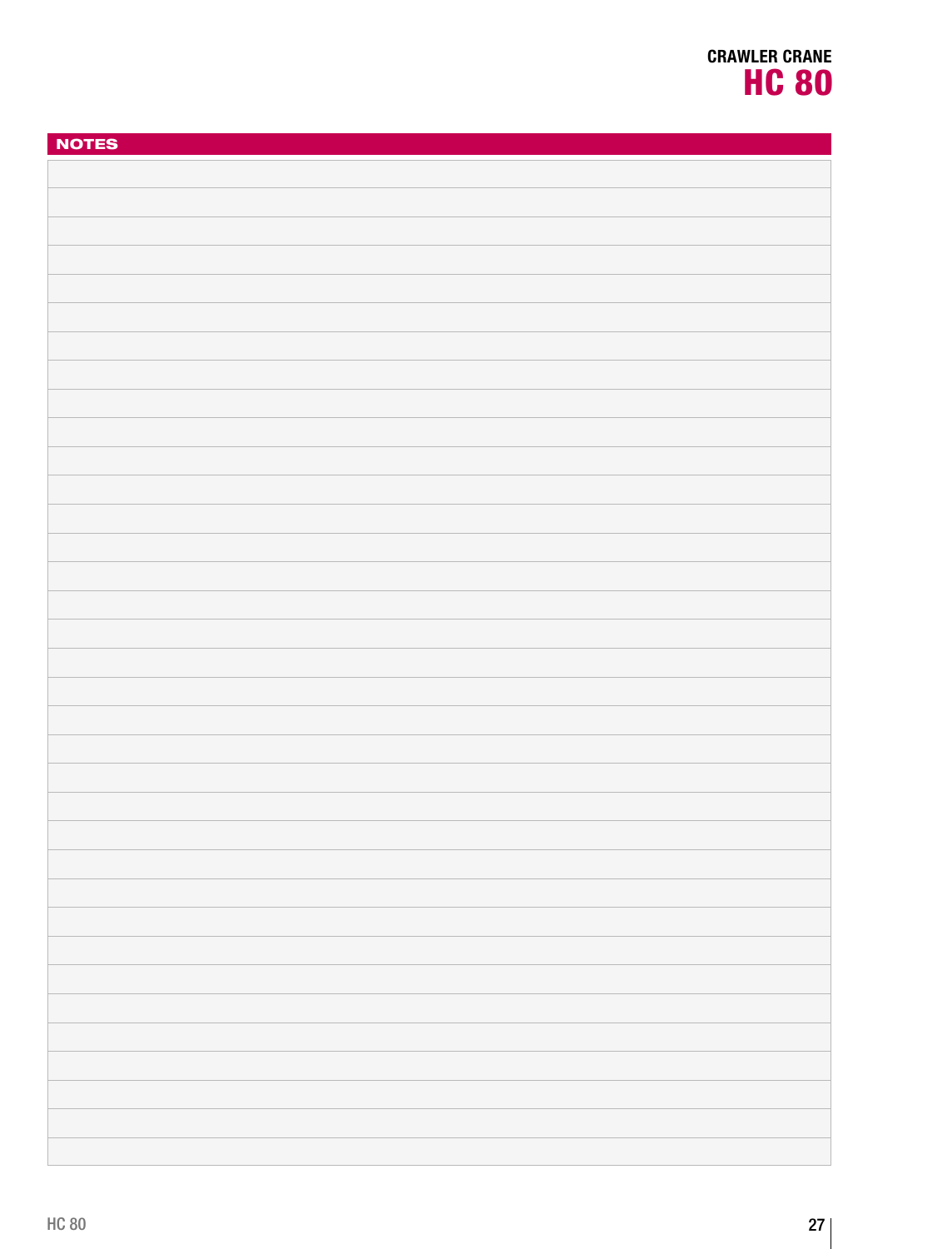## NOTES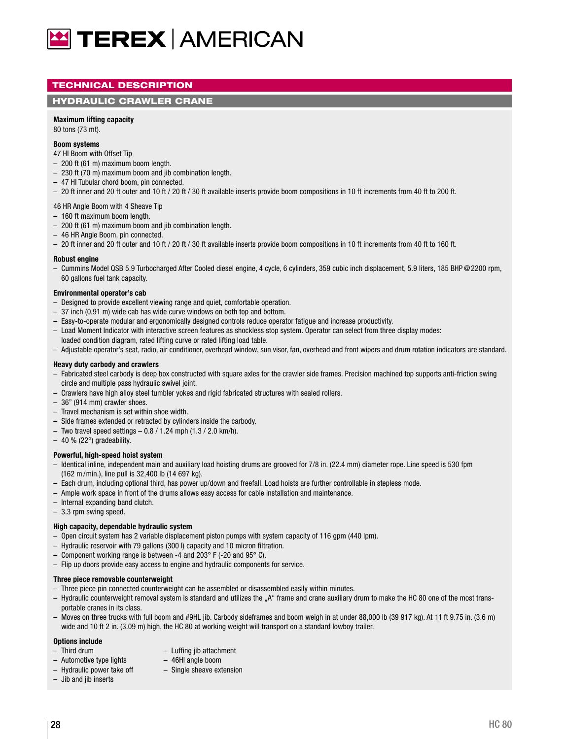# TEREX | AMERICAN

## TECHNICAL DESCRIPTION

### HYDRAULIC CRAWLER CRANE

**Maximum lifting capacity**
80 tons (73 mt).

**Boom systems**
47 HI Boom with Offset Tip
- 200 ft (61 m) maximum boom length.
- 230 ft (70 m) maximum boom and jib combination length.
- 47 HI Tubular chord boom, pin connected.
- 20 ft inner and 20 ft outer and 10 ft / 20 ft / 30 ft available inserts provide boom compositions in 10 ft increments from 40 ft to 200 ft.

46 HR Angle Boom with 4 Sheave Tip
- 160 ft maximum boom length.
- 200 ft (61 m) maximum boom and jib combination length.
- 46 HR Angle Boom, pin connected.
- 20 ft inner and 20 ft outer and 10 ft / 20 ft / 30 ft available inserts provide boom compositions in 10 ft increments from 40 ft to 160 ft.

**Robust engine**
- Cummins Model QSB 5.9 Turbocharged After Cooled diesel engine, 4 cycle, 6 cylinders, 359 cubic inch displacement, 5.9 liters, 185 BHP @ 2200 rpm, 60 gallons fuel tank capacity.

**Environmental operator's cab**
- Designed to provide excellent viewing range and quiet, comfortable operation.
- 37 inch (0.91 m) wide cab has wide curve windows on both top and bottom.
- Easy-to-operate modular and ergonomically designed controls reduce operator fatigue and increase productivity.
- Load Moment Indicator with interactive screen features as shockless stop system. Operator can select from three display modes: loaded condition diagram, rated lifting curve or rated lifting load table.
- Adjustable operator's seat, radio, air conditioner, overhead window, sun visor, fan, overhead and front wipers and drum rotation indicators are standard.

**Heavy duty carbody and crawlers**
- Fabricated steel carbody is deep box constructed with square axles for the crawler side frames. Precision machined top supports anti-friction swing circle and multiple pass hydraulic swivel joint.
- Crawlers have high alloy steel tumbler yokes and rigid fabricated structures with sealed rollers.
- 36" (914 mm) crawler shoes.
- Travel mechanism is set within shoe width.
- Side frames extended or retracted by cylinders inside the carbody.
- Two travel speed settings – 0.8 / 1.24 mph (1.3 / 2.0 km/h).
- 40 % (22°) gradeability.

**Powerful, high-speed hoist system**
- Identical inline, independent main and auxiliary load hoisting drums are grooved for 7/8 in. (22.4 mm) diameter rope. Line speed is 530 fpm (162 m/min.), line pull is 32,400 lb (14 697 kg).
- Each drum, including optional third, has power up/down and freefall. Load hoists are further controllable in stepless mode.
- Ample work space in front of the drums allows easy access for cable installation and maintenance.
- Internal expanding band clutch.
- 3.3 rpm swing speed.

**High capacity, dependable hydraulic system**
- Open circuit system has 2 variable displacement piston pumps with system capacity of 116 gpm (440 lpm).
- Hydraulic reservoir with 79 gallons (300 l) capacity and 10 micron filtration.
- Component working range is between -4 and 203° F (-20 and 95° C).
- Flip up doors provide easy access to engine and hydraulic components for service.

**Three piece removable counterweight**
- Three piece pin connected counterweight can be assembled or disassembled easily within minutes.
- Hydraulic counterweight removal system is standard and utilizes the „A" frame and crane auxiliary drum to make the HC 80 one of the most transportable cranes in its class.
- Moves on three trucks with full boom and #9HL jib. Carbody sideframes and boom weigh in at under 88,000 lb (39 917 kg). At 11 ft 9.75 in. (3.6 m) wide and 10 ft 2 in. (3.09 m) high, the HC 80 at working weight will transport on a standard lowboy trailer.

**Options include**
- Third drum
- Automotive type lights
- Hydraulic power take off
- Jib and jib inserts
- Luffing jib attachment
- 46HI angle boom
- Single sheave extension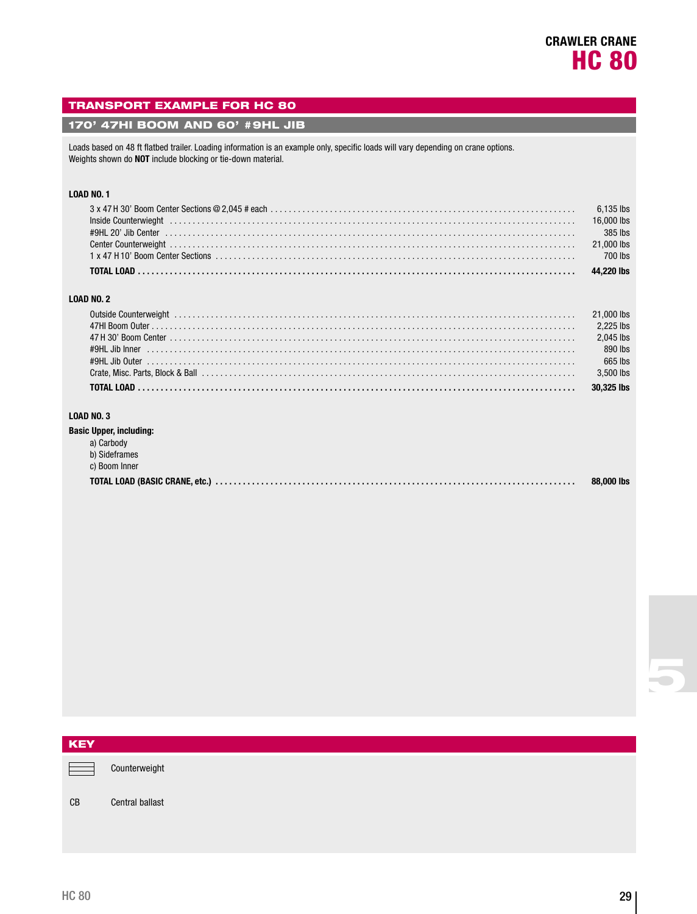# TRANSPORT EXAMPLE FOR HC 80

## 170' 47HI BOOM AND 60' #9HL JIB

Loads based on 48 ft flatbed trailer. Loading information is an example only, specific loads will vary depending on crane options.
Weights shown do **NOT** include blocking or tie-down material.

### LOAD NO. 1

| Item | Weight |
|---|---|
| 3 x 47 H 30' Boom Center Sections @ 2,045 # each | 6,135 lbs |
| Inside Counterwieght | 16,000 lbs |
| #9HL 20' Jib Center | 385 lbs |
| Center Counterweight | 21,000 lbs |
| 1 x 47 H 10' Boom Center Sections | 700 lbs |
| **TOTAL LOAD** | **44,220 lbs** |

### LOAD NO. 2

| Item | Weight |
|---|---|
| Outside Counterweight | 21,000 lbs |
| 47HI Boom Outer | 2,225 lbs |
| 47 H 30' Boom Center | 2,045 lbs |
| #9HL Jib Inner | 890 lbs |
| #9HL Jib Outer | 665 lbs |
| Crate, Misc. Parts, Block & Ball | 3,500 lbs |
| **TOTAL LOAD** | **30,325 lbs** |

### LOAD NO. 3

**Basic Upper, including:**

a) Carbody
b) Sideframes
c) Boom Inner

| Item | Weight |
|---|---|
| **TOTAL LOAD (BASIC CRANE, etc.)** | **88,000 lbs** |

## KEY

| Symbol | Meaning |
|---|---|
| ☰ | Counterweight |
| CB | Central ballast |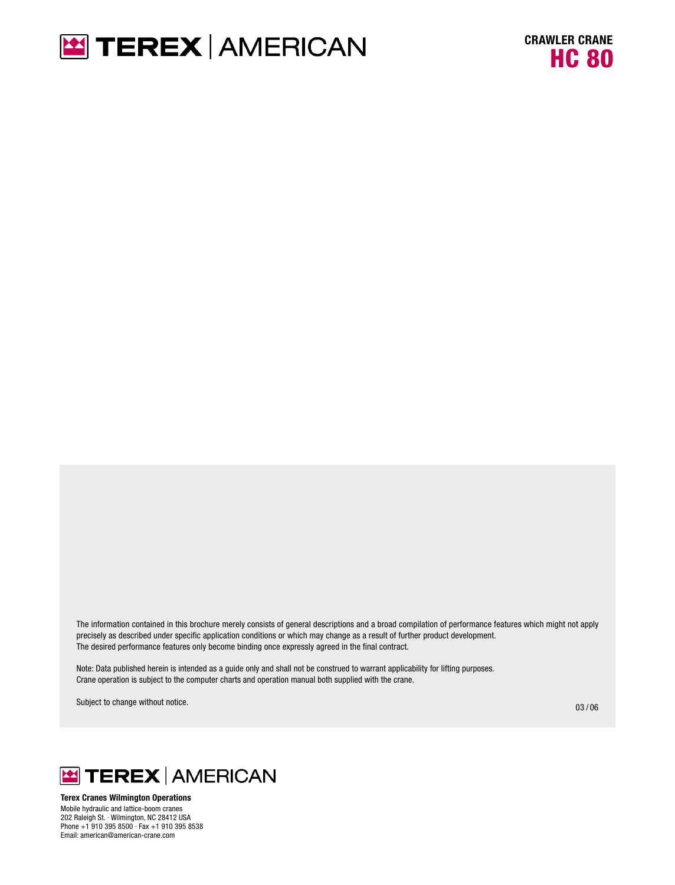# TEREX | AMERICAN

**CRAWLER CRANE**
**HC 80**

The information contained in this brochure merely consists of general descriptions and a broad compilation of performance features which might not apply precisely as described under specific application conditions or which may change as a result of further product development.
The desired performance features only become binding once expressly agreed in the final contract.

Note: Data published herein is intended as a guide only and shall not be construed to warrant applicability for lifting purposes.
Crane operation is subject to the computer charts and operation manual both supplied with the crane.

Subject to change without notice.

03 / 06

TEREX | AMERICAN

**Terex Cranes Wilmington Operations**
Mobile hydraulic and lattice-boom cranes
202 Raleigh St. · Wilmington, NC 28412 USA
Phone +1 910 395 8500 · Fax +1 910 395 8538
Email: american@american-crane.com